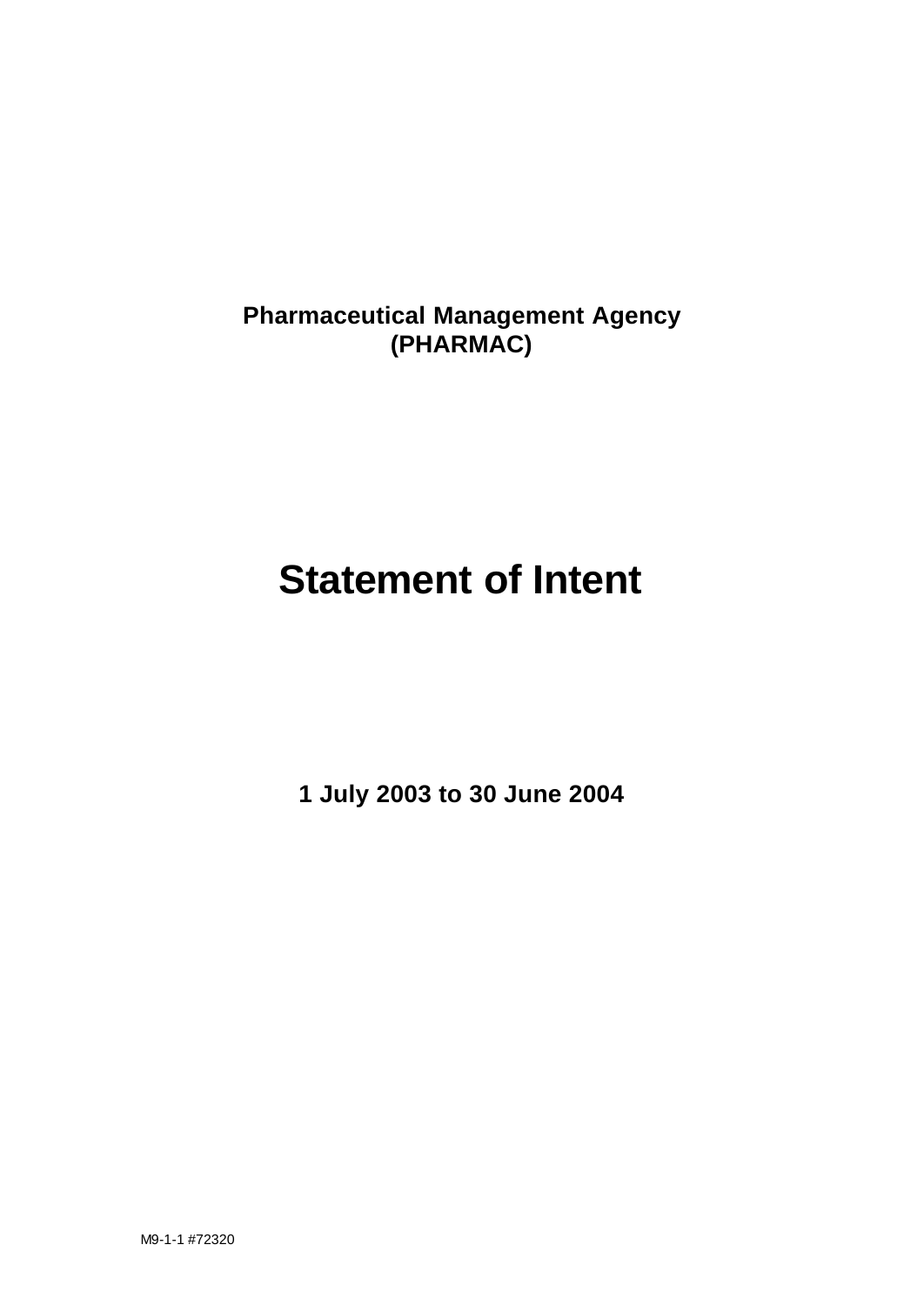**Pharmaceutical Management Agency**
**(PHARMAC)**

# Statement of Intent

**1 July 2003 to 30 June 2004**

M9-1-1 #72320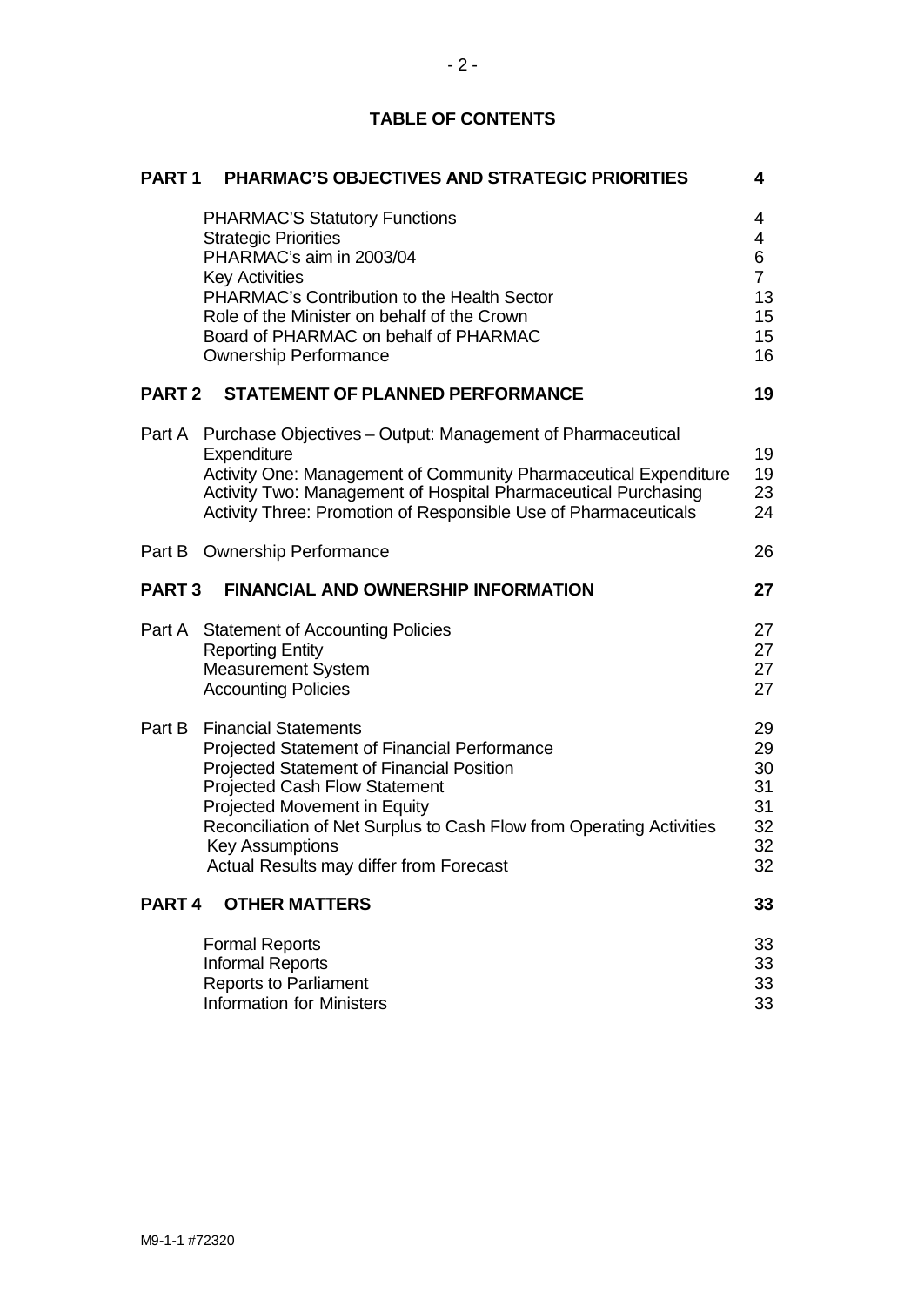## TABLE OF CONTENTS

| | | |
|---|---|---|
| **PART 1** | **PHARMAC'S OBJECTIVES AND STRATEGIC PRIORITIES** | **4** |
| | PHARMAC'S Statutory Functions | 4 |
| | Strategic Priorities | 4 |
| | PHARMAC's aim in 2003/04 | 6 |
| | Key Activities | 7 |
| | PHARMAC's Contribution to the Health Sector | 13 |
| | Role of the Minister on behalf of the Crown | 15 |
| | Board of PHARMAC on behalf of PHARMAC | 15 |
| | Ownership Performance | 16 |
| **PART 2** | **STATEMENT OF PLANNED PERFORMANCE** | **19** |
| Part A | Purchase Objectives – Output: Management of Pharmaceutical Expenditure | 19 |
| | Activity One: Management of Community Pharmaceutical Expenditure | 19 |
| | Activity Two: Management of Hospital Pharmaceutical Purchasing | 23 |
| | Activity Three: Promotion of Responsible Use of Pharmaceuticals | 24 |
| Part B | Ownership Performance | 26 |
| **PART 3** | **FINANCIAL AND OWNERSHIP INFORMATION** | **27** |
| Part A | Statement of Accounting Policies | 27 |
| | Reporting Entity | 27 |
| | Measurement System | 27 |
| | Accounting Policies | 27 |
| Part B | Financial Statements | 29 |
| | Projected Statement of Financial Performance | 29 |
| | Projected Statement of Financial Position | 30 |
| | Projected Cash Flow Statement | 31 |
| | Projected Movement in Equity | 31 |
| | Reconciliation of Net Surplus to Cash Flow from Operating Activities | 32 |
| | Key Assumptions | 32 |
| | Actual Results may differ from Forecast | 32 |
| **PART 4** | **OTHER MATTERS** | **33** |
| | Formal Reports | 33 |
| | Informal Reports | 33 |
| | Reports to Parliament | 33 |
| | Information for Ministers | 33 |

M9-1-1 #72320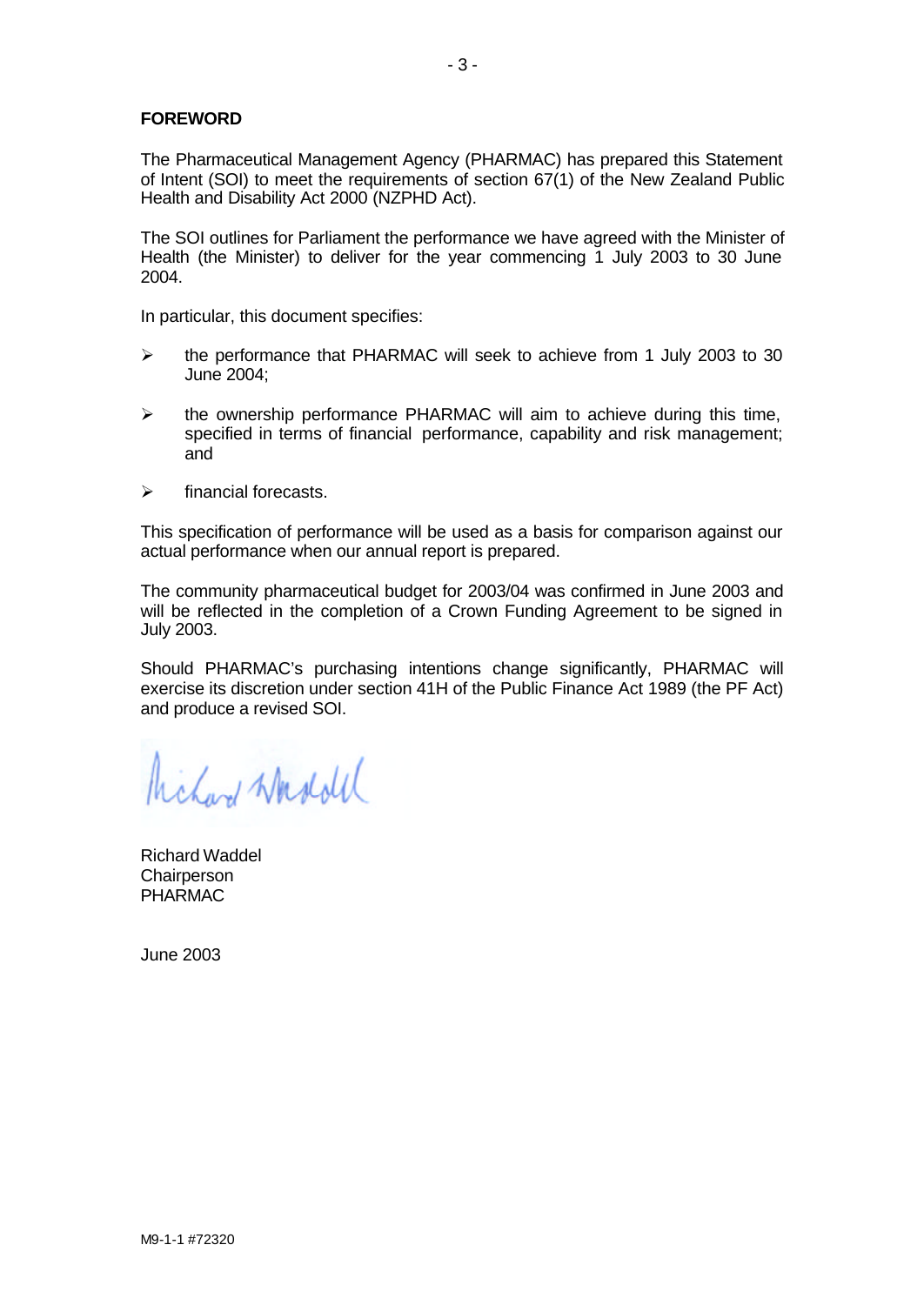**FOREWORD**

The Pharmaceutical Management Agency (PHARMAC) has prepared this Statement of Intent (SOI) to meet the requirements of section 67(1) of the New Zealand Public Health and Disability Act 2000 (NZPHD Act).

The SOI outlines for Parliament the performance we have agreed with the Minister of Health (the Minister) to deliver for the year commencing 1 July 2003 to 30 June 2004.

In particular, this document specifies:

- the performance that PHARMAC will seek to achieve from 1 July 2003 to 30 June 2004;
- the ownership performance PHARMAC will aim to achieve during this time, specified in terms of financial performance, capability and risk management; and
- financial forecasts.

This specification of performance will be used as a basis for comparison against our actual performance when our annual report is prepared.

The community pharmaceutical budget for 2003/04 was confirmed in June 2003 and will be reflected in the completion of a Crown Funding Agreement to be signed in July 2003.

Should PHARMAC's purchasing intentions change significantly, PHARMAC will exercise its discretion under section 41H of the Public Finance Act 1989 (the PF Act) and produce a revised SOI.

Richard Waddel
Chairperson
PHARMAC

June 2003

M9-1-1 #72320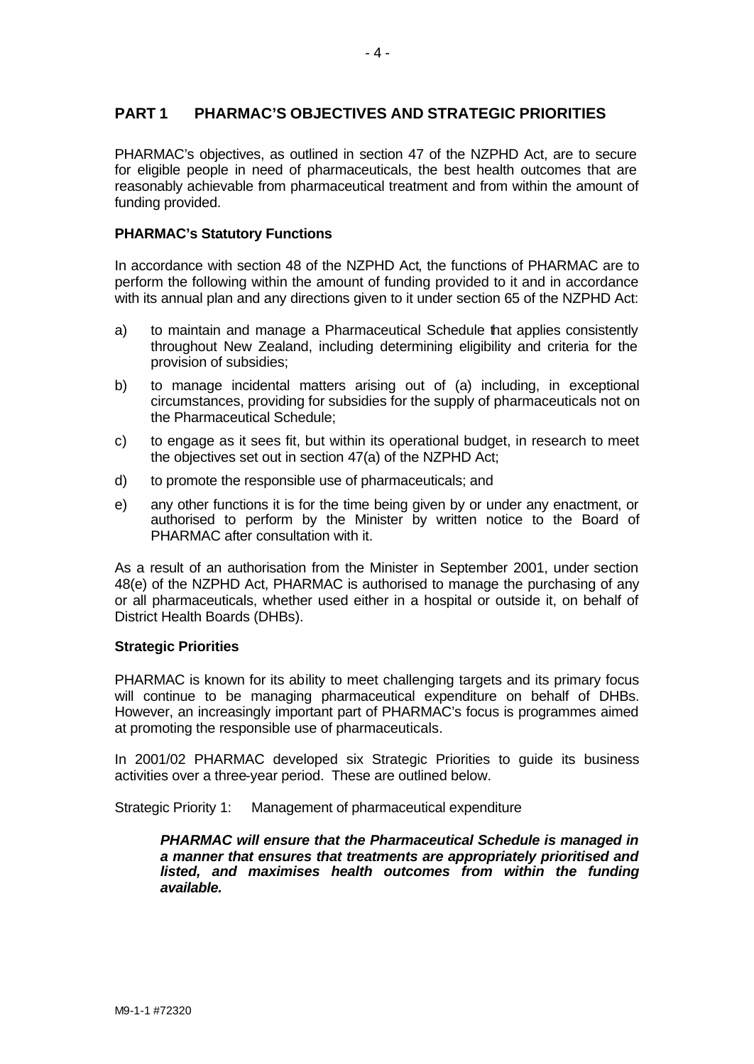## PART 1 PHARMAC'S OBJECTIVES AND STRATEGIC PRIORITIES

PHARMAC's objectives, as outlined in section 47 of the NZPHD Act, are to secure for eligible people in need of pharmaceuticals, the best health outcomes that are reasonably achievable from pharmaceutical treatment and from within the amount of funding provided.

### PHARMAC's Statutory Functions

In accordance with section 48 of the NZPHD Act, the functions of PHARMAC are to perform the following within the amount of funding provided to it and in accordance with its annual plan and any directions given to it under section 65 of the NZPHD Act:

a) to maintain and manage a Pharmaceutical Schedule that applies consistently throughout New Zealand, including determining eligibility and criteria for the provision of subsidies;

b) to manage incidental matters arising out of (a) including, in exceptional circumstances, providing for subsidies for the supply of pharmaceuticals not on the Pharmaceutical Schedule;

c) to engage as it sees fit, but within its operational budget, in research to meet the objectives set out in section 47(a) of the NZPHD Act;

d) to promote the responsible use of pharmaceuticals; and

e) any other functions it is for the time being given by or under any enactment, or authorised to perform by the Minister by written notice to the Board of PHARMAC after consultation with it.

As a result of an authorisation from the Minister in September 2001, under section 48(e) of the NZPHD Act, PHARMAC is authorised to manage the purchasing of any or all pharmaceuticals, whether used either in a hospital or outside it, on behalf of District Health Boards (DHBs).

### Strategic Priorities

PHARMAC is known for its ability to meet challenging targets and its primary focus will continue to be managing pharmaceutical expenditure on behalf of DHBs. However, an increasingly important part of PHARMAC's focus is programmes aimed at promoting the responsible use of pharmaceuticals.

In 2001/02 PHARMAC developed six Strategic Priorities to guide its business activities over a three-year period. These are outlined below.

Strategic Priority 1: Management of pharmaceutical expenditure

> ***PHARMAC will ensure that the Pharmaceutical Schedule is managed in a manner that ensures that treatments are appropriately prioritised and listed, and maximises health outcomes from within the funding available.***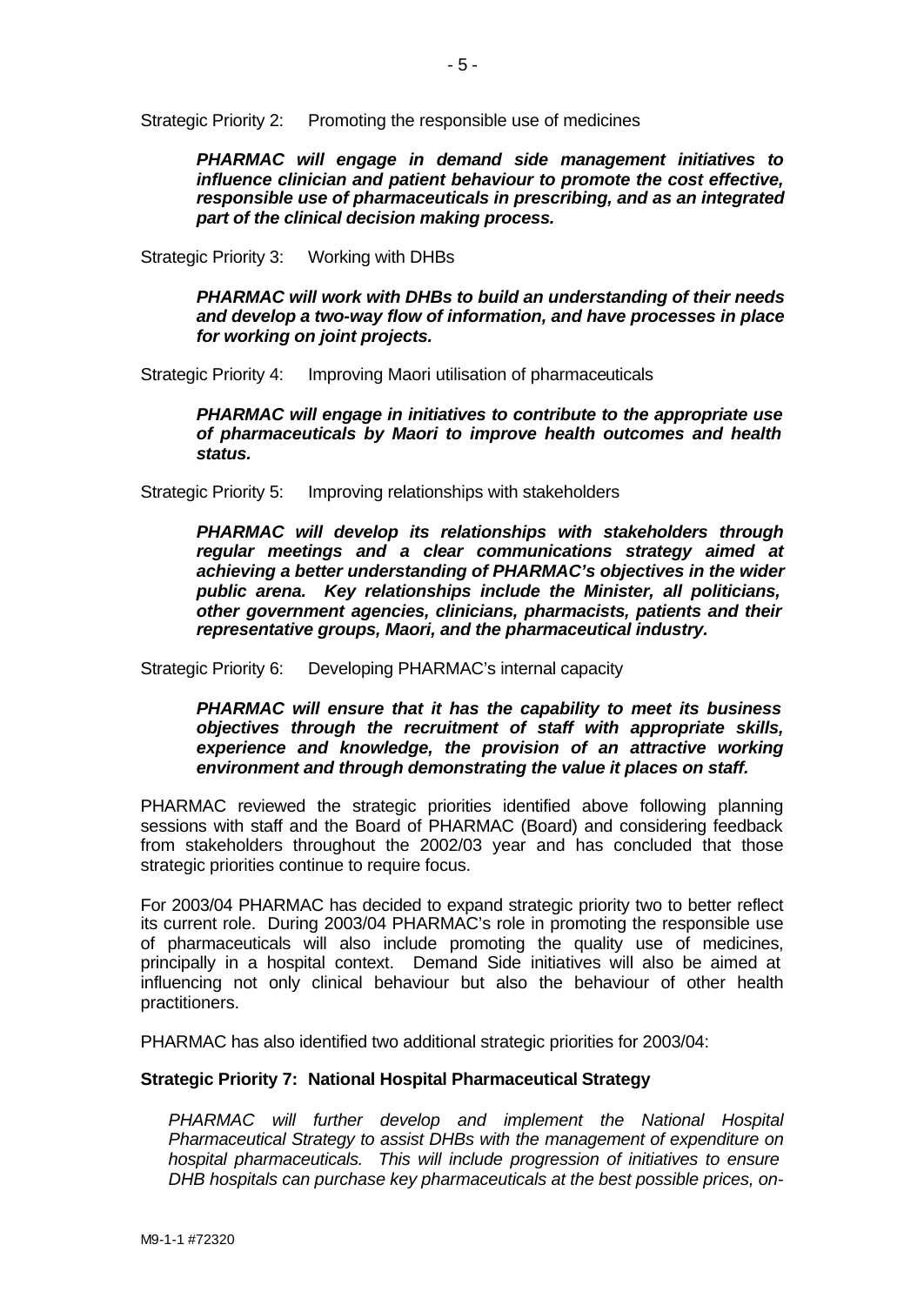Strategic Priority 2: Promoting the responsible use of medicines

> ***PHARMAC will engage in demand side management initiatives to influence clinician and patient behaviour to promote the cost effective, responsible use of pharmaceuticals in prescribing, and as an integrated part of the clinical decision making process.***

Strategic Priority 3: Working with DHBs

> ***PHARMAC will work with DHBs to build an understanding of their needs and develop a two-way flow of information, and have processes in place for working on joint projects.***

Strategic Priority 4: Improving Maori utilisation of pharmaceuticals

> ***PHARMAC will engage in initiatives to contribute to the appropriate use of pharmaceuticals by Maori to improve health outcomes and health status.***

Strategic Priority 5: Improving relationships with stakeholders

> ***PHARMAC will develop its relationships with stakeholders through regular meetings and a clear communications strategy aimed at achieving a better understanding of PHARMAC's objectives in the wider public arena. Key relationships include the Minister, all politicians, other government agencies, clinicians, pharmacists, patients and their representative groups, Maori, and the pharmaceutical industry.***

Strategic Priority 6: Developing PHARMAC's internal capacity

> ***PHARMAC will ensure that it has the capability to meet its business objectives through the recruitment of staff with appropriate skills, experience and knowledge, the provision of an attractive working environment and through demonstrating the value it places on staff.***

PHARMAC reviewed the strategic priorities identified above following planning sessions with staff and the Board of PHARMAC (Board) and considering feedback from stakeholders throughout the 2002/03 year and has concluded that those strategic priorities continue to require focus.

For 2003/04 PHARMAC has decided to expand strategic priority two to better reflect its current role. During 2003/04 PHARMAC's role in promoting the responsible use of pharmaceuticals will also include promoting the quality use of medicines, principally in a hospital context. Demand Side initiatives will also be aimed at influencing not only clinical behaviour but also the behaviour of other health practitioners.

PHARMAC has also identified two additional strategic priorities for 2003/04:

**Strategic Priority 7: National Hospital Pharmaceutical Strategy**

> *PHARMAC will further develop and implement the National Hospital Pharmaceutical Strategy to assist DHBs with the management of expenditure on hospital pharmaceuticals. This will include progression of initiatives to ensure DHB hospitals can purchase key pharmaceuticals at the best possible prices, on-*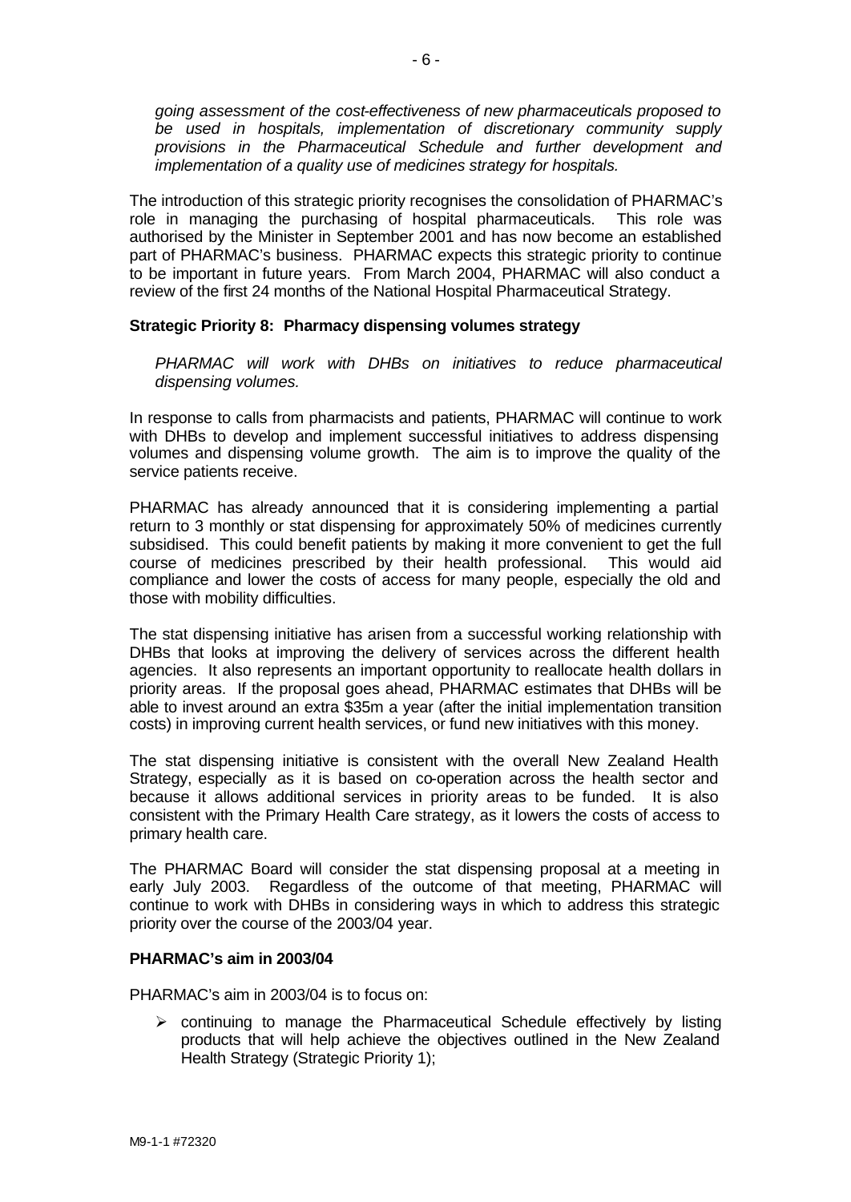*going assessment of the cost-effectiveness of new pharmaceuticals proposed to be used in hospitals, implementation of discretionary community supply provisions in the Pharmaceutical Schedule and further development and implementation of a quality use of medicines strategy for hospitals.*

The introduction of this strategic priority recognises the consolidation of PHARMAC's role in managing the purchasing of hospital pharmaceuticals. This role was authorised by the Minister in September 2001 and has now become an established part of PHARMAC's business. PHARMAC expects this strategic priority to continue to be important in future years. From March 2004, PHARMAC will also conduct a review of the first 24 months of the National Hospital Pharmaceutical Strategy.

**Strategic Priority 8: Pharmacy dispensing volumes strategy**

*PHARMAC will work with DHBs on initiatives to reduce pharmaceutical dispensing volumes.*

In response to calls from pharmacists and patients, PHARMAC will continue to work with DHBs to develop and implement successful initiatives to address dispensing volumes and dispensing volume growth. The aim is to improve the quality of the service patients receive.

PHARMAC has already announced that it is considering implementing a partial return to 3 monthly or stat dispensing for approximately 50% of medicines currently subsidised. This could benefit patients by making it more convenient to get the full course of medicines prescribed by their health professional. This would aid compliance and lower the costs of access for many people, especially the old and those with mobility difficulties.

The stat dispensing initiative has arisen from a successful working relationship with DHBs that looks at improving the delivery of services across the different health agencies. It also represents an important opportunity to reallocate health dollars in priority areas. If the proposal goes ahead, PHARMAC estimates that DHBs will be able to invest around an extra $35m a year (after the initial implementation transition costs) in improving current health services, or fund new initiatives with this money.

The stat dispensing initiative is consistent with the overall New Zealand Health Strategy, especially as it is based on co-operation across the health sector and because it allows additional services in priority areas to be funded. It is also consistent with the Primary Health Care strategy, as it lowers the costs of access to primary health care.

The PHARMAC Board will consider the stat dispensing proposal at a meeting in early July 2003. Regardless of the outcome of that meeting, PHARMAC will continue to work with DHBs in considering ways in which to address this strategic priority over the course of the 2003/04 year.

**PHARMAC's aim in 2003/04**

PHARMAC's aim in 2003/04 is to focus on:

- continuing to manage the Pharmaceutical Schedule effectively by listing products that will help achieve the objectives outlined in the New Zealand Health Strategy (Strategic Priority 1);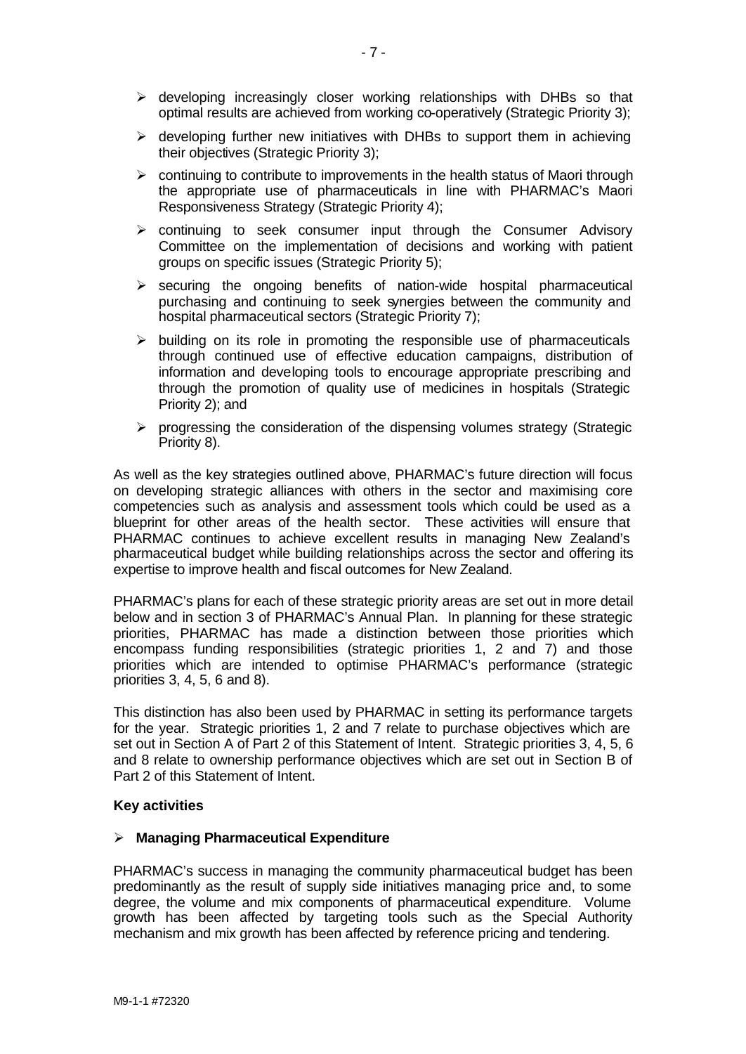- developing increasingly closer working relationships with DHBs so that optimal results are achieved from working co-operatively (Strategic Priority 3);
- developing further new initiatives with DHBs to support them in achieving their objectives (Strategic Priority 3);
- continuing to contribute to improvements in the health status of Maori through the appropriate use of pharmaceuticals in line with PHARMAC's Maori Responsiveness Strategy (Strategic Priority 4);
- continuing to seek consumer input through the Consumer Advisory Committee on the implementation of decisions and working with patient groups on specific issues (Strategic Priority 5);
- securing the ongoing benefits of nation-wide hospital pharmaceutical purchasing and continuing to seek synergies between the community and hospital pharmaceutical sectors (Strategic Priority 7);
- building on its role in promoting the responsible use of pharmaceuticals through continued use of effective education campaigns, distribution of information and developing tools to encourage appropriate prescribing and through the promotion of quality use of medicines in hospitals (Strategic Priority 2); and
- progressing the consideration of the dispensing volumes strategy (Strategic Priority 8).

As well as the key strategies outlined above, PHARMAC's future direction will focus on developing strategic alliances with others in the sector and maximising core competencies such as analysis and assessment tools which could be used as a blueprint for other areas of the health sector. These activities will ensure that PHARMAC continues to achieve excellent results in managing New Zealand's pharmaceutical budget while building relationships across the sector and offering its expertise to improve health and fiscal outcomes for New Zealand.

PHARMAC's plans for each of these strategic priority areas are set out in more detail below and in section 3 of PHARMAC's Annual Plan. In planning for these strategic priorities, PHARMAC has made a distinction between those priorities which encompass funding responsibilities (strategic priorities 1, 2 and 7) and those priorities which are intended to optimise PHARMAC's performance (strategic priorities 3, 4, 5, 6 and 8).

This distinction has also been used by PHARMAC in setting its performance targets for the year. Strategic priorities 1, 2 and 7 relate to purchase objectives which are set out in Section A of Part 2 of this Statement of Intent. Strategic priorities 3, 4, 5, 6 and 8 relate to ownership performance objectives which are set out in Section B of Part 2 of this Statement of Intent.

**Key activities**

- **Managing Pharmaceutical Expenditure**

PHARMAC's success in managing the community pharmaceutical budget has been predominantly as the result of supply side initiatives managing price and, to some degree, the volume and mix components of pharmaceutical expenditure. Volume growth has been affected by targeting tools such as the Special Authority mechanism and mix growth has been affected by reference pricing and tendering.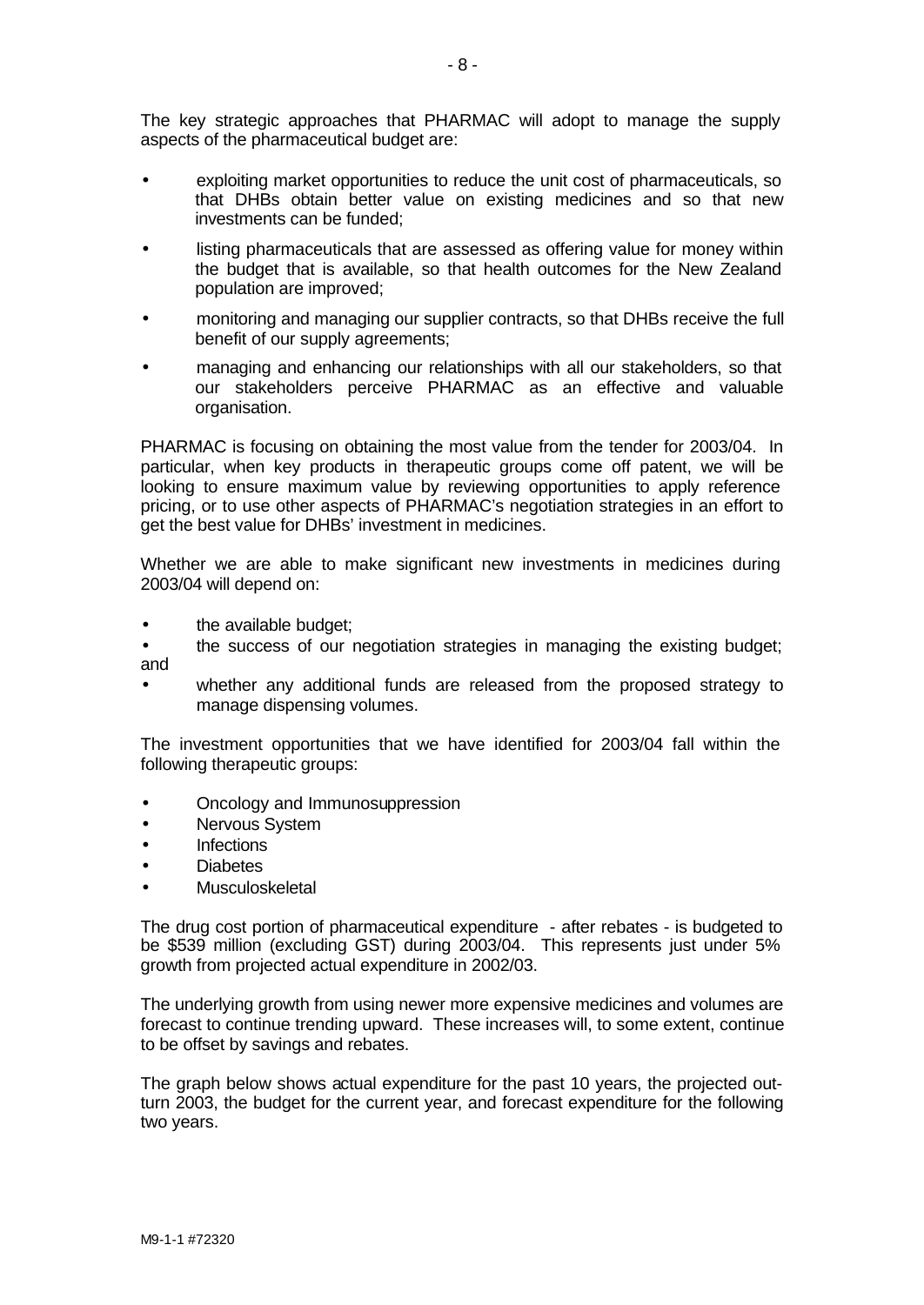The key strategic approaches that PHARMAC will adopt to manage the supply aspects of the pharmaceutical budget are:

- exploiting market opportunities to reduce the unit cost of pharmaceuticals, so that DHBs obtain better value on existing medicines and so that new investments can be funded;
- listing pharmaceuticals that are assessed as offering value for money within the budget that is available, so that health outcomes for the New Zealand population are improved;
- monitoring and managing our supplier contracts, so that DHBs receive the full benefit of our supply agreements;
- managing and enhancing our relationships with all our stakeholders, so that our stakeholders perceive PHARMAC as an effective and valuable organisation.

PHARMAC is focusing on obtaining the most value from the tender for 2003/04. In particular, when key products in therapeutic groups come off patent, we will be looking to ensure maximum value by reviewing opportunities to apply reference pricing, or to use other aspects of PHARMAC's negotiation strategies in an effort to get the best value for DHBs' investment in medicines.

Whether we are able to make significant new investments in medicines during 2003/04 will depend on:

- the available budget;
- the success of our negotiation strategies in managing the existing budget; and
- whether any additional funds are released from the proposed strategy to manage dispensing volumes.

The investment opportunities that we have identified for 2003/04 fall within the following therapeutic groups:

- Oncology and Immunosuppression
- Nervous System
- Infections
- Diabetes
- Musculoskeletal

The drug cost portion of pharmaceutical expenditure - after rebates - is budgeted to be $539 million (excluding GST) during 2003/04. This represents just under 5% growth from projected actual expenditure in 2002/03.

The underlying growth from using newer more expensive medicines and volumes are forecast to continue trending upward. These increases will, to some extent, continue to be offset by savings and rebates.

The graph below shows actual expenditure for the past 10 years, the projected out-turn 2003, the budget for the current year, and forecast expenditure for the following two years.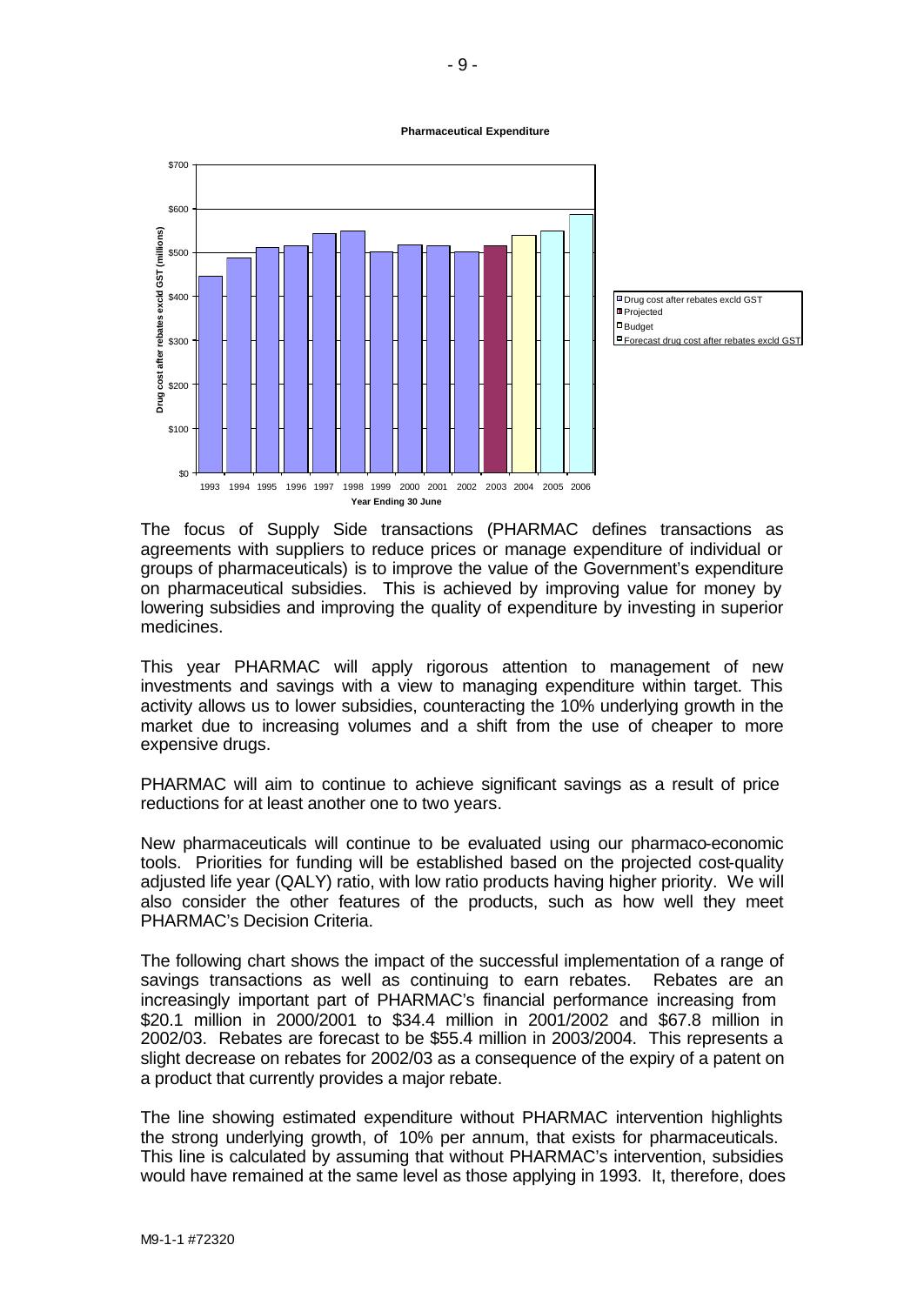**Pharmaceutical Expenditure**

The focus of Supply Side transactions (PHARMAC defines transactions as agreements with suppliers to reduce prices or manage expenditure of individual or groups of pharmaceuticals) is to improve the value of the Government's expenditure on pharmaceutical subsidies. This is achieved by improving value for money by lowering subsidies and improving the quality of expenditure by investing in superior medicines.

This year PHARMAC will apply rigorous attention to management of new investments and savings with a view to managing expenditure within target. This activity allows us to lower subsidies, counteracting the 10% underlying growth in the market due to increasing volumes and a shift from the use of cheaper to more expensive drugs.

PHARMAC will aim to continue to achieve significant savings as a result of price reductions for at least another one to two years.

New pharmaceuticals will continue to be evaluated using our pharmaco-economic tools. Priorities for funding will be established based on the projected cost-quality adjusted life year (QALY) ratio, with low ratio products having higher priority. We will also consider the other features of the products, such as how well they meet PHARMAC's Decision Criteria.

The following chart shows the impact of the successful implementation of a range of savings transactions as well as continuing to earn rebates. Rebates are an increasingly important part of PHARMAC's financial performance increasing from $20.1 million in 2000/2001 to $34.4 million in 2001/2002 and $67.8 million in 2002/03. Rebates are forecast to be $55.4 million in 2003/2004. This represents a slight decrease on rebates for 2002/03 as a consequence of the expiry of a patent on a product that currently provides a major rebate.

The line showing estimated expenditure without PHARMAC intervention highlights the strong underlying growth, of 10% per annum, that exists for pharmaceuticals. This line is calculated by assuming that without PHARMAC's intervention, subsidies would have remained at the same level as those applying in 1993. It, therefore, does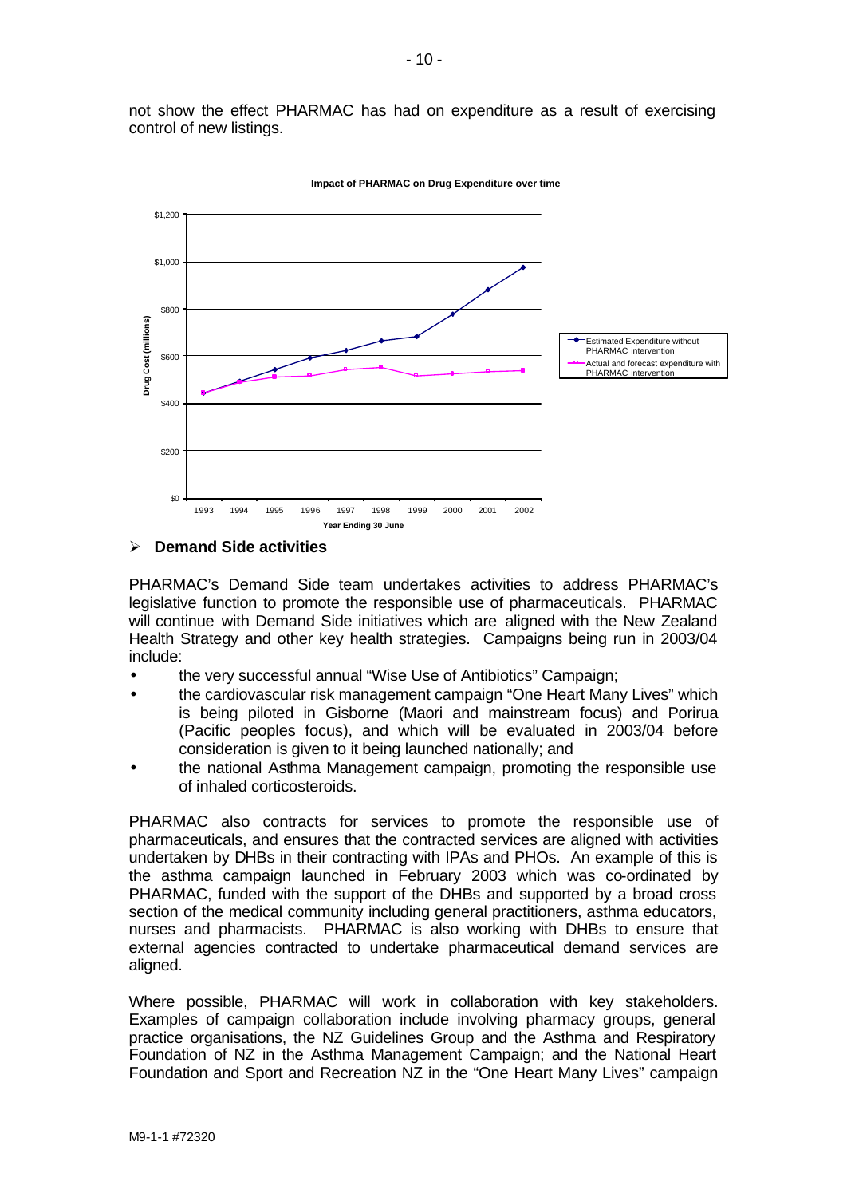not show the effect PHARMAC has had on expenditure as a result of exercising control of new listings.

**Impact of PHARMAC on Drug Expenditure over time**

- Estimated Expenditure without PHARMAC intervention
- Actual and forecast expenditure with PHARMAC intervention

Drug Cost (millions): $0, $200, $400, $600, $800, $1,000, $1,200

Year Ending 30 June: 1993, 1994, 1995, 1996, 1997, 1998, 1999, 2000, 2001, 2002

➢ **Demand Side activities**

PHARMAC's Demand Side team undertakes activities to address PHARMAC's legislative function to promote the responsible use of pharmaceuticals. PHARMAC will continue with Demand Side initiatives which are aligned with the New Zealand Health Strategy and other key health strategies. Campaigns being run in 2003/04 include:

- the very successful annual "Wise Use of Antibiotics" Campaign;
- the cardiovascular risk management campaign "One Heart Many Lives" which is being piloted in Gisborne (Maori and mainstream focus) and Porirua (Pacific peoples focus), and which will be evaluated in 2003/04 before consideration is given to it being launched nationally; and
- the national Asthma Management campaign, promoting the responsible use of inhaled corticosteroids.

PHARMAC also contracts for services to promote the responsible use of pharmaceuticals, and ensures that the contracted services are aligned with activities undertaken by DHBs in their contracting with IPAs and PHOs. An example of this is the asthma campaign launched in February 2003 which was co-ordinated by PHARMAC, funded with the support of the DHBs and supported by a broad cross section of the medical community including general practitioners, asthma educators, nurses and pharmacists. PHARMAC is also working with DHBs to ensure that external agencies contracted to undertake pharmaceutical demand services are aligned.

Where possible, PHARMAC will work in collaboration with key stakeholders. Examples of campaign collaboration include involving pharmacy groups, general practice organisations, the NZ Guidelines Group and the Asthma and Respiratory Foundation of NZ in the Asthma Management Campaign; and the National Heart Foundation and Sport and Recreation NZ in the "One Heart Many Lives" campaign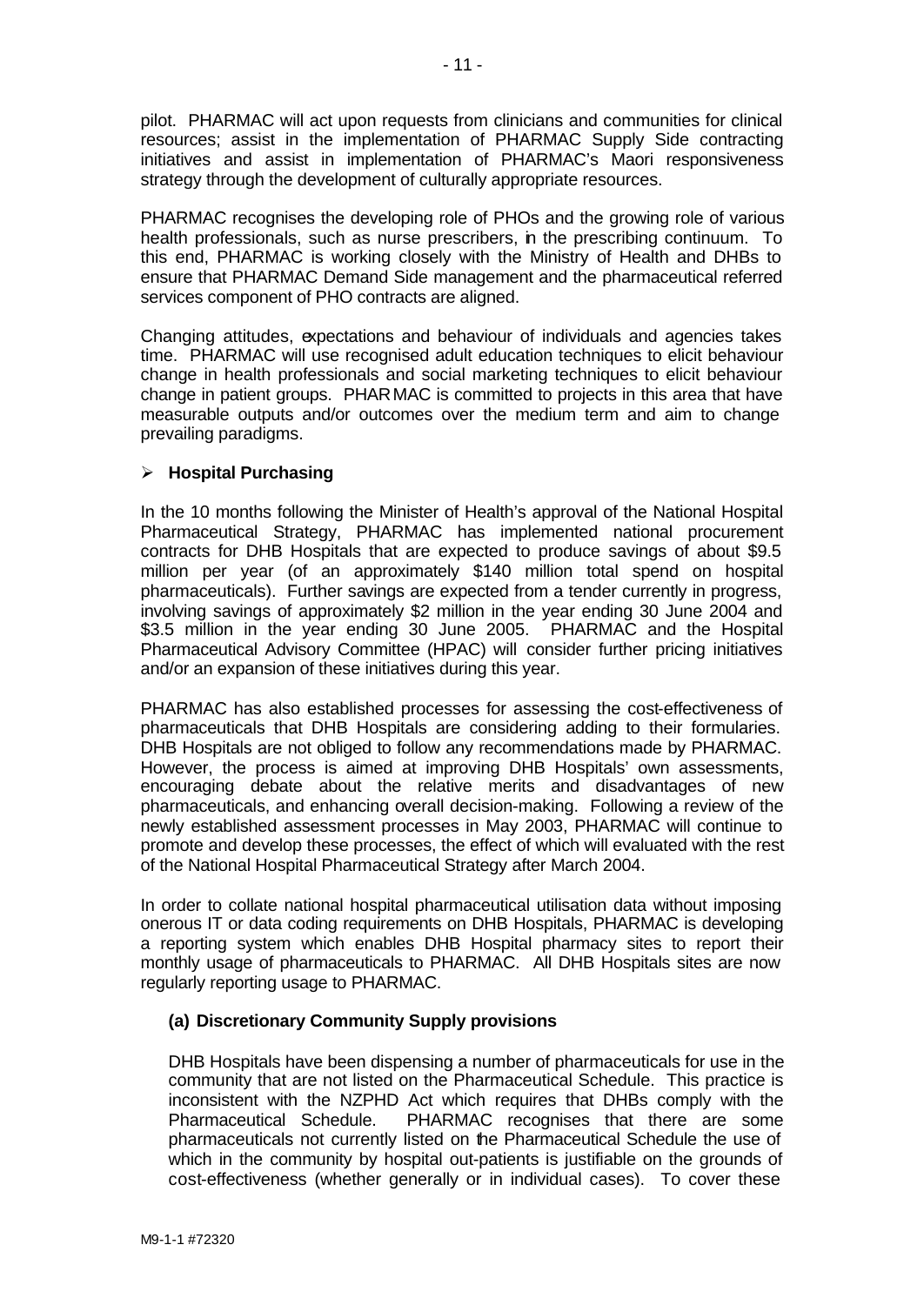pilot. PHARMAC will act upon requests from clinicians and communities for clinical resources; assist in the implementation of PHARMAC Supply Side contracting initiatives and assist in implementation of PHARMAC's Maori responsiveness strategy through the development of culturally appropriate resources.

PHARMAC recognises the developing role of PHOs and the growing role of various health professionals, such as nurse prescribers, in the prescribing continuum. To this end, PHARMAC is working closely with the Ministry of Health and DHBs to ensure that PHARMAC Demand Side management and the pharmaceutical referred services component of PHO contracts are aligned.

Changing attitudes, expectations and behaviour of individuals and agencies takes time. PHARMAC will use recognised adult education techniques to elicit behaviour change in health professionals and social marketing techniques to elicit behaviour change in patient groups. PHARMAC is committed to projects in this area that have measurable outputs and/or outcomes over the medium term and aim to change prevailing paradigms.

- **Hospital Purchasing**

In the 10 months following the Minister of Health's approval of the National Hospital Pharmaceutical Strategy, PHARMAC has implemented national procurement contracts for DHB Hospitals that are expected to produce savings of about $9.5 million per year (of an approximately $140 million total spend on hospital pharmaceuticals). Further savings are expected from a tender currently in progress, involving savings of approximately $2 million in the year ending 30 June 2004 and $3.5 million in the year ending 30 June 2005. PHARMAC and the Hospital Pharmaceutical Advisory Committee (HPAC) will consider further pricing initiatives and/or an expansion of these initiatives during this year.

PHARMAC has also established processes for assessing the cost-effectiveness of pharmaceuticals that DHB Hospitals are considering adding to their formularies. DHB Hospitals are not obliged to follow any recommendations made by PHARMAC. However, the process is aimed at improving DHB Hospitals' own assessments, encouraging debate about the relative merits and disadvantages of new pharmaceuticals, and enhancing overall decision-making. Following a review of the newly established assessment processes in May 2003, PHARMAC will continue to promote and develop these processes, the effect of which will evaluated with the rest of the National Hospital Pharmaceutical Strategy after March 2004.

In order to collate national hospital pharmaceutical utilisation data without imposing onerous IT or data coding requirements on DHB Hospitals, PHARMAC is developing a reporting system which enables DHB Hospital pharmacy sites to report their monthly usage of pharmaceuticals to PHARMAC. All DHB Hospitals sites are now regularly reporting usage to PHARMAC.

**(a) Discretionary Community Supply provisions**

DHB Hospitals have been dispensing a number of pharmaceuticals for use in the community that are not listed on the Pharmaceutical Schedule. This practice is inconsistent with the NZPHD Act which requires that DHBs comply with the Pharmaceutical Schedule. PHARMAC recognises that there are some pharmaceuticals not currently listed on the Pharmaceutical Schedule the use of which in the community by hospital out-patients is justifiable on the grounds of cost-effectiveness (whether generally or in individual cases). To cover these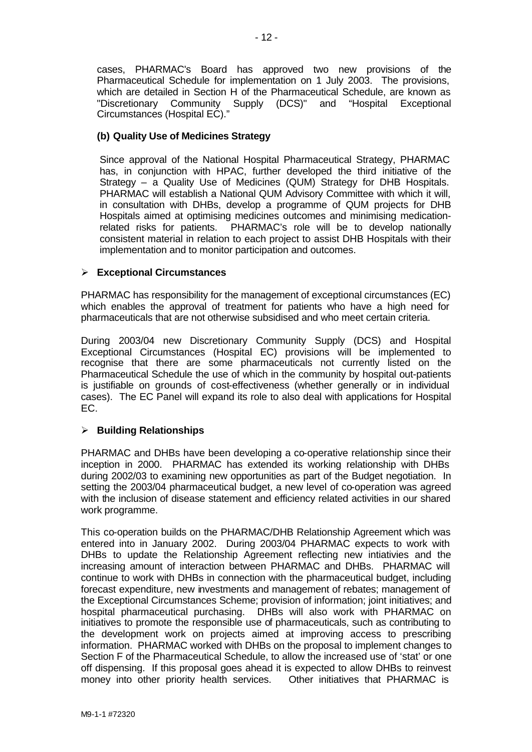cases, PHARMAC's Board has approved two new provisions of the Pharmaceutical Schedule for implementation on 1 July 2003. The provisions, which are detailed in Section H of the Pharmaceutical Schedule, are known as "Discretionary Community Supply (DCS)" and "Hospital Exceptional Circumstances (Hospital EC)."

**(b) Quality Use of Medicines Strategy**

Since approval of the National Hospital Pharmaceutical Strategy, PHARMAC has, in conjunction with HPAC, further developed the third initiative of the Strategy – a Quality Use of Medicines (QUM) Strategy for DHB Hospitals. PHARMAC will establish a National QUM Advisory Committee with which it will, in consultation with DHBs, develop a programme of QUM projects for DHB Hospitals aimed at optimising medicines outcomes and minimising medication-related risks for patients. PHARMAC's role will be to develop nationally consistent material in relation to each project to assist DHB Hospitals with their implementation and to monitor participation and outcomes.

- **Exceptional Circumstances**

PHARMAC has responsibility for the management of exceptional circumstances (EC) which enables the approval of treatment for patients who have a high need for pharmaceuticals that are not otherwise subsidised and who meet certain criteria.

During 2003/04 new Discretionary Community Supply (DCS) and Hospital Exceptional Circumstances (Hospital EC) provisions will be implemented to recognise that there are some pharmaceuticals not currently listed on the Pharmaceutical Schedule the use of which in the community by hospital out-patients is justifiable on grounds of cost-effectiveness (whether generally or in individual cases). The EC Panel will expand its role to also deal with applications for Hospital EC.

- **Building Relationships**

PHARMAC and DHBs have been developing a co-operative relationship since their inception in 2000. PHARMAC has extended its working relationship with DHBs during 2002/03 to examining new opportunities as part of the Budget negotiation. In setting the 2003/04 pharmaceutical budget, a new level of co-operation was agreed with the inclusion of disease statement and efficiency related activities in our shared work programme.

This co-operation builds on the PHARMAC/DHB Relationship Agreement which was entered into in January 2002. During 2003/04 PHARMAC expects to work with DHBs to update the Relationship Agreement reflecting new intiativies and the increasing amount of interaction between PHARMAC and DHBs. PHARMAC will continue to work with DHBs in connection with the pharmaceutical budget, including forecast expenditure, new investments and management of rebates; management of the Exceptional Circumstances Scheme; provision of information; joint initiatives; and hospital pharmaceutical purchasing. DHBs will also work with PHARMAC on initiatives to promote the responsible use of pharmaceuticals, such as contributing to the development work on projects aimed at improving access to prescribing information. PHARMAC worked with DHBs on the proposal to implement changes to Section F of the Pharmaceutical Schedule, to allow the increased use of 'stat' or one off dispensing. If this proposal goes ahead it is expected to allow DHBs to reinvest money into other priority health services. Other initiatives that PHARMAC is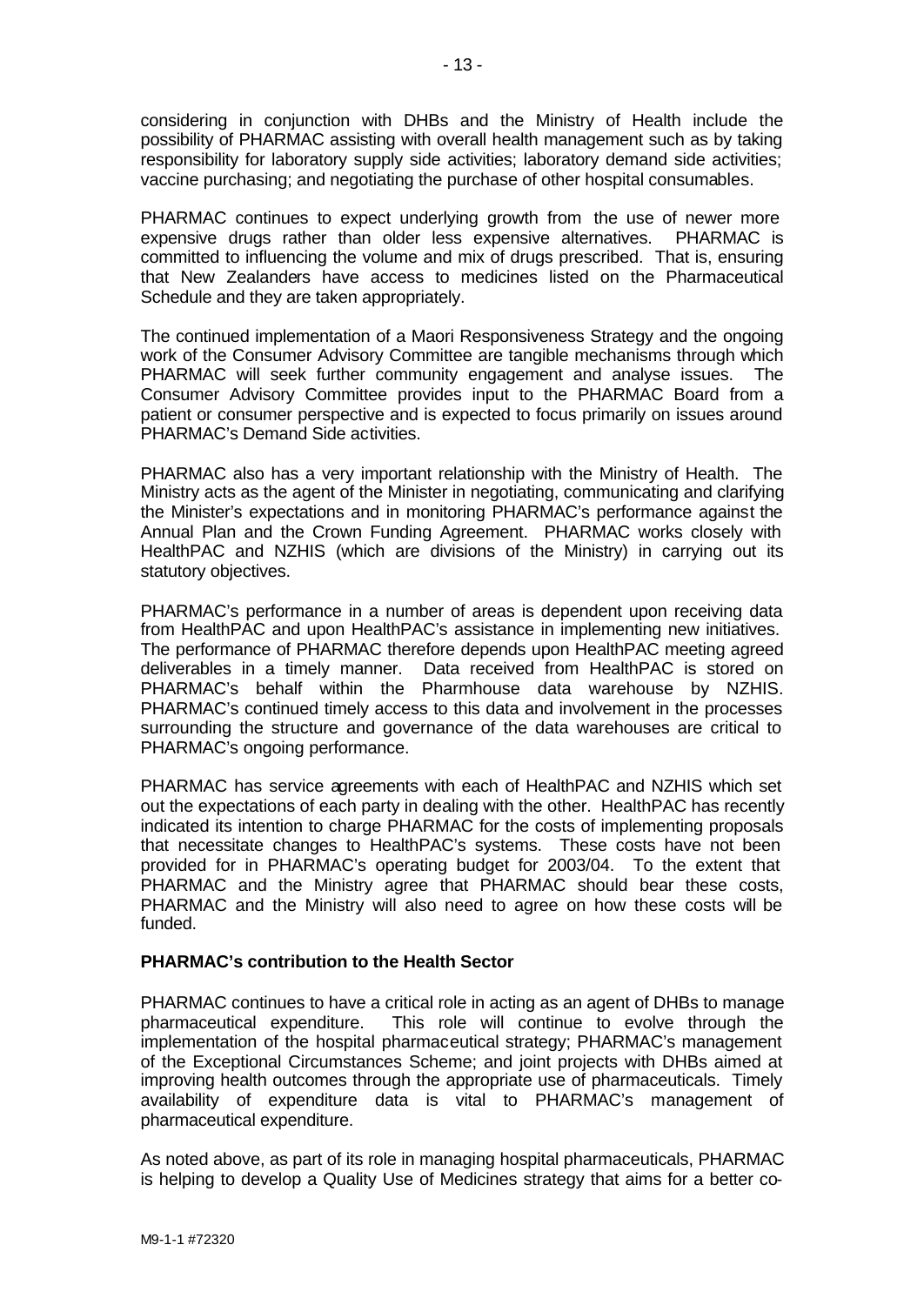considering in conjunction with DHBs and the Ministry of Health include the possibility of PHARMAC assisting with overall health management such as by taking responsibility for laboratory supply side activities; laboratory demand side activities; vaccine purchasing; and negotiating the purchase of other hospital consumables.

PHARMAC continues to expect underlying growth from the use of newer more expensive drugs rather than older less expensive alternatives. PHARMAC is committed to influencing the volume and mix of drugs prescribed. That is, ensuring that New Zealanders have access to medicines listed on the Pharmaceutical Schedule and they are taken appropriately.

The continued implementation of a Maori Responsiveness Strategy and the ongoing work of the Consumer Advisory Committee are tangible mechanisms through which PHARMAC will seek further community engagement and analyse issues. The Consumer Advisory Committee provides input to the PHARMAC Board from a patient or consumer perspective and is expected to focus primarily on issues around PHARMAC's Demand Side activities.

PHARMAC also has a very important relationship with the Ministry of Health. The Ministry acts as the agent of the Minister in negotiating, communicating and clarifying the Minister's expectations and in monitoring PHARMAC's performance against the Annual Plan and the Crown Funding Agreement. PHARMAC works closely with HealthPAC and NZHIS (which are divisions of the Ministry) in carrying out its statutory objectives.

PHARMAC's performance in a number of areas is dependent upon receiving data from HealthPAC and upon HealthPAC's assistance in implementing new initiatives. The performance of PHARMAC therefore depends upon HealthPAC meeting agreed deliverables in a timely manner. Data received from HealthPAC is stored on PHARMAC's behalf within the Pharmhouse data warehouse by NZHIS. PHARMAC's continued timely access to this data and involvement in the processes surrounding the structure and governance of the data warehouses are critical to PHARMAC's ongoing performance.

PHARMAC has service agreements with each of HealthPAC and NZHIS which set out the expectations of each party in dealing with the other. HealthPAC has recently indicated its intention to charge PHARMAC for the costs of implementing proposals that necessitate changes to HealthPAC's systems. These costs have not been provided for in PHARMAC's operating budget for 2003/04. To the extent that PHARMAC and the Ministry agree that PHARMAC should bear these costs, PHARMAC and the Ministry will also need to agree on how these costs will be funded.

**PHARMAC's contribution to the Health Sector**

PHARMAC continues to have a critical role in acting as an agent of DHBs to manage pharmaceutical expenditure. This role will continue to evolve through the implementation of the hospital pharmaceutical strategy; PHARMAC's management of the Exceptional Circumstances Scheme; and joint projects with DHBs aimed at improving health outcomes through the appropriate use of pharmaceuticals. Timely availability of expenditure data is vital to PHARMAC's management of pharmaceutical expenditure.

As noted above, as part of its role in managing hospital pharmaceuticals, PHARMAC is helping to develop a Quality Use of Medicines strategy that aims for a better co-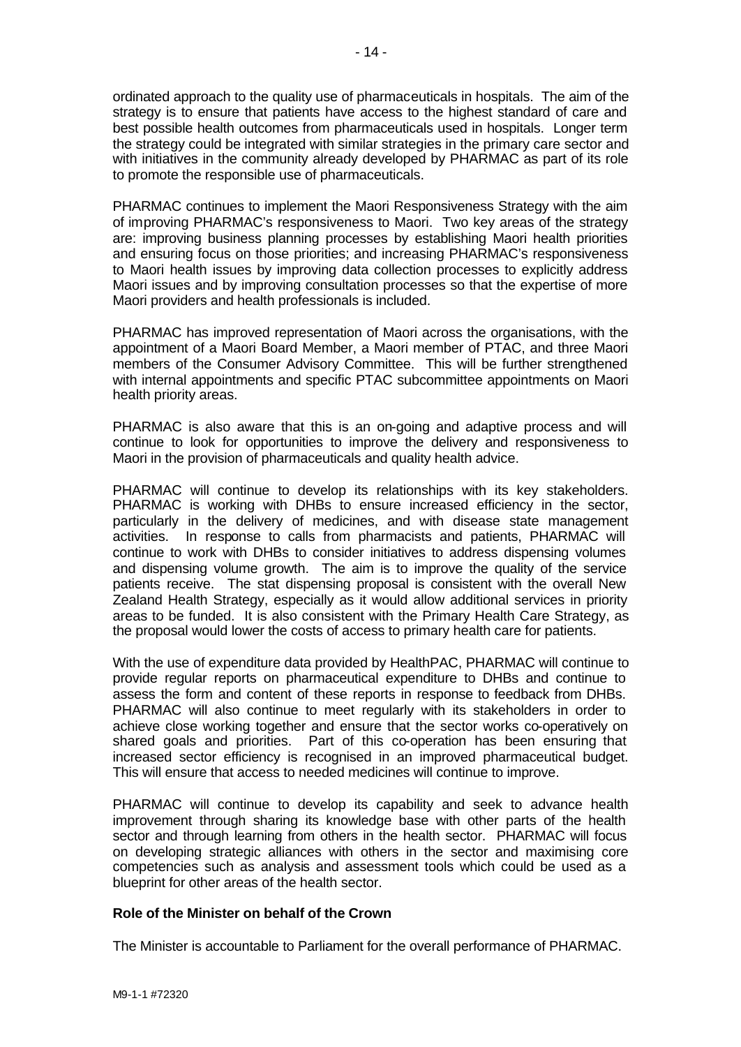ordinated approach to the quality use of pharmaceuticals in hospitals. The aim of the strategy is to ensure that patients have access to the highest standard of care and best possible health outcomes from pharmaceuticals used in hospitals. Longer term the strategy could be integrated with similar strategies in the primary care sector and with initiatives in the community already developed by PHARMAC as part of its role to promote the responsible use of pharmaceuticals.

PHARMAC continues to implement the Maori Responsiveness Strategy with the aim of improving PHARMAC's responsiveness to Maori. Two key areas of the strategy are: improving business planning processes by establishing Maori health priorities and ensuring focus on those priorities; and increasing PHARMAC's responsiveness to Maori health issues by improving data collection processes to explicitly address Maori issues and by improving consultation processes so that the expertise of more Maori providers and health professionals is included.

PHARMAC has improved representation of Maori across the organisations, with the appointment of a Maori Board Member, a Maori member of PTAC, and three Maori members of the Consumer Advisory Committee. This will be further strengthened with internal appointments and specific PTAC subcommittee appointments on Maori health priority areas.

PHARMAC is also aware that this is an on-going and adaptive process and will continue to look for opportunities to improve the delivery and responsiveness to Maori in the provision of pharmaceuticals and quality health advice.

PHARMAC will continue to develop its relationships with its key stakeholders. PHARMAC is working with DHBs to ensure increased efficiency in the sector, particularly in the delivery of medicines, and with disease state management activities. In response to calls from pharmacists and patients, PHARMAC will continue to work with DHBs to consider initiatives to address dispensing volumes and dispensing volume growth. The aim is to improve the quality of the service patients receive. The stat dispensing proposal is consistent with the overall New Zealand Health Strategy, especially as it would allow additional services in priority areas to be funded. It is also consistent with the Primary Health Care Strategy, as the proposal would lower the costs of access to primary health care for patients.

With the use of expenditure data provided by HealthPAC, PHARMAC will continue to provide regular reports on pharmaceutical expenditure to DHBs and continue to assess the form and content of these reports in response to feedback from DHBs. PHARMAC will also continue to meet regularly with its stakeholders in order to achieve close working together and ensure that the sector works co-operatively on shared goals and priorities. Part of this co-operation has been ensuring that increased sector efficiency is recognised in an improved pharmaceutical budget. This will ensure that access to needed medicines will continue to improve.

PHARMAC will continue to develop its capability and seek to advance health improvement through sharing its knowledge base with other parts of the health sector and through learning from others in the health sector. PHARMAC will focus on developing strategic alliances with others in the sector and maximising core competencies such as analysis and assessment tools which could be used as a blueprint for other areas of the health sector.

**Role of the Minister on behalf of the Crown**

The Minister is accountable to Parliament for the overall performance of PHARMAC.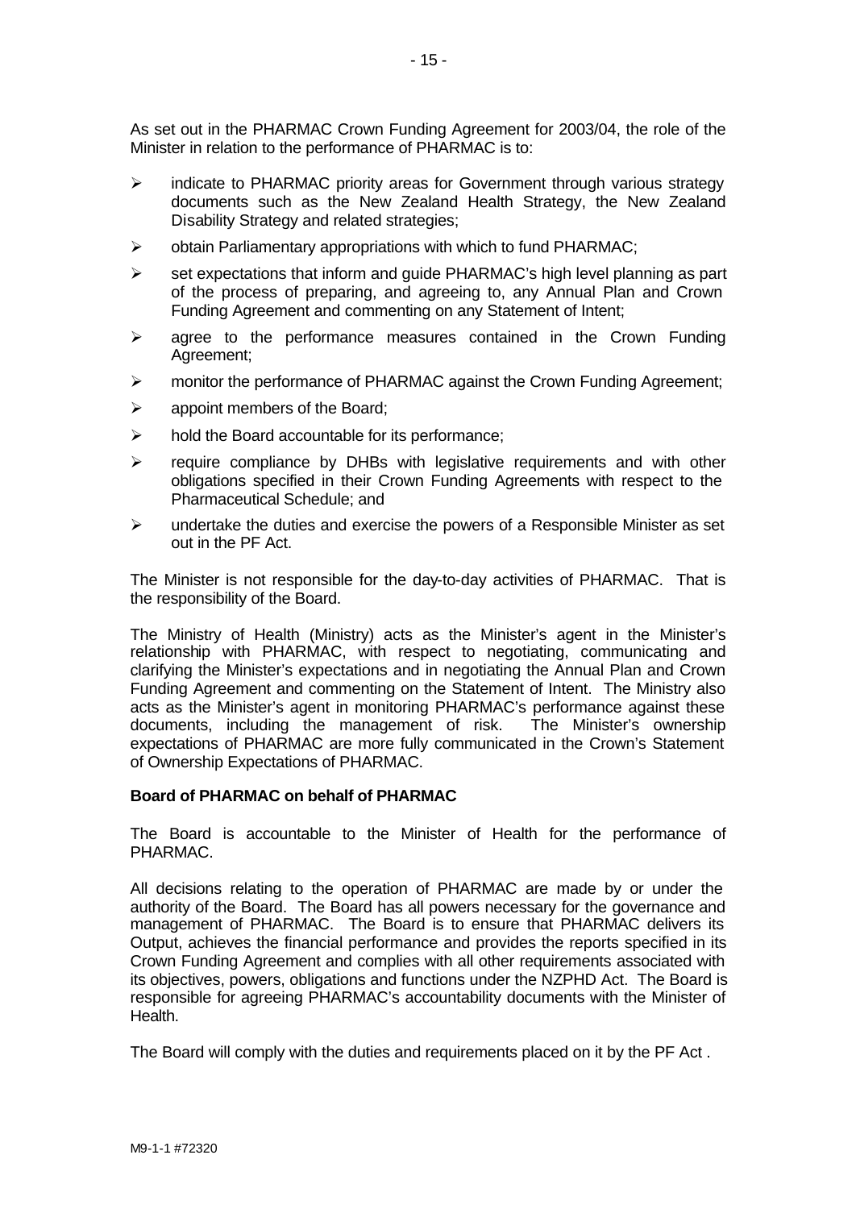As set out in the PHARMAC Crown Funding Agreement for 2003/04, the role of the Minister in relation to the performance of PHARMAC is to:

- indicate to PHARMAC priority areas for Government through various strategy documents such as the New Zealand Health Strategy, the New Zealand Disability Strategy and related strategies;
- obtain Parliamentary appropriations with which to fund PHARMAC;
- set expectations that inform and guide PHARMAC's high level planning as part of the process of preparing, and agreeing to, any Annual Plan and Crown Funding Agreement and commenting on any Statement of Intent;
- agree to the performance measures contained in the Crown Funding Agreement;
- monitor the performance of PHARMAC against the Crown Funding Agreement;
- appoint members of the Board;
- hold the Board accountable for its performance;
- require compliance by DHBs with legislative requirements and with other obligations specified in their Crown Funding Agreements with respect to the Pharmaceutical Schedule; and
- undertake the duties and exercise the powers of a Responsible Minister as set out in the PF Act.

The Minister is not responsible for the day-to-day activities of PHARMAC. That is the responsibility of the Board.

The Ministry of Health (Ministry) acts as the Minister's agent in the Minister's relationship with PHARMAC, with respect to negotiating, communicating and clarifying the Minister's expectations and in negotiating the Annual Plan and Crown Funding Agreement and commenting on the Statement of Intent. The Ministry also acts as the Minister's agent in monitoring PHARMAC's performance against these documents, including the management of risk. The Minister's ownership expectations of PHARMAC are more fully communicated in the Crown's Statement of Ownership Expectations of PHARMAC.

**Board of PHARMAC on behalf of PHARMAC**

The Board is accountable to the Minister of Health for the performance of PHARMAC.

All decisions relating to the operation of PHARMAC are made by or under the authority of the Board. The Board has all powers necessary for the governance and management of PHARMAC. The Board is to ensure that PHARMAC delivers its Output, achieves the financial performance and provides the reports specified in its Crown Funding Agreement and complies with all other requirements associated with its objectives, powers, obligations and functions under the NZPHD Act. The Board is responsible for agreeing PHARMAC's accountability documents with the Minister of Health.

The Board will comply with the duties and requirements placed on it by the PF Act .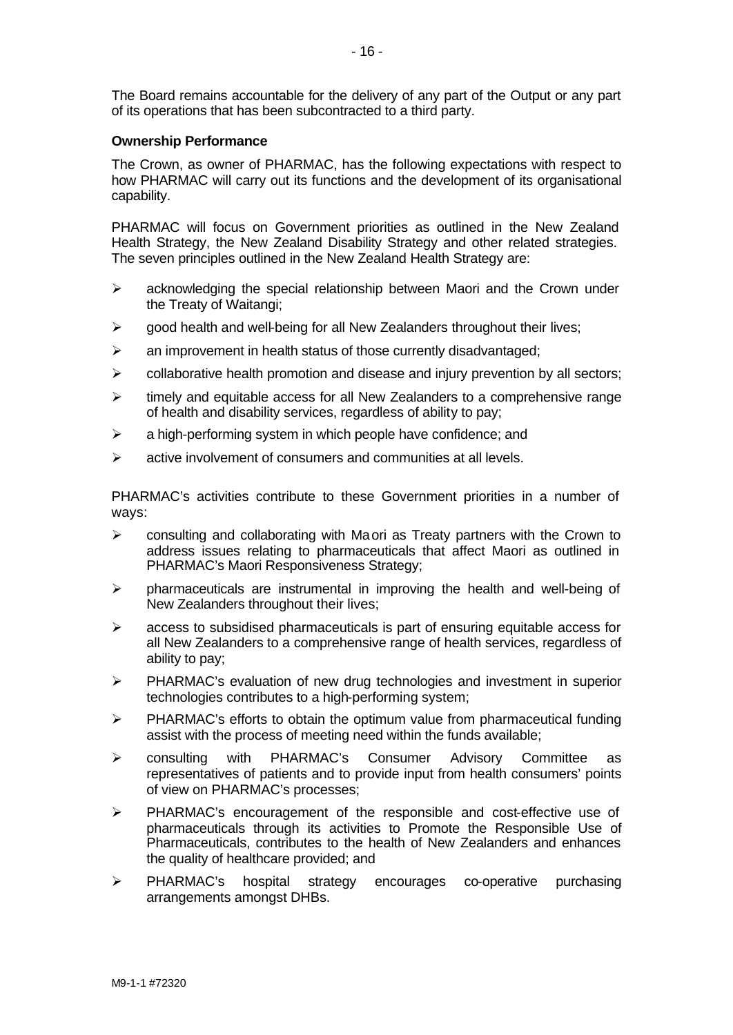The Board remains accountable for the delivery of any part of the Output or any part of its operations that has been subcontracted to a third party.

**Ownership Performance**

The Crown, as owner of PHARMAC, has the following expectations with respect to how PHARMAC will carry out its functions and the development of its organisational capability.

PHARMAC will focus on Government priorities as outlined in the New Zealand Health Strategy, the New Zealand Disability Strategy and other related strategies. The seven principles outlined in the New Zealand Health Strategy are:

- acknowledging the special relationship between Maori and the Crown under the Treaty of Waitangi;
- good health and well-being for all New Zealanders throughout their lives;
- an improvement in health status of those currently disadvantaged;
- collaborative health promotion and disease and injury prevention by all sectors;
- timely and equitable access for all New Zealanders to a comprehensive range of health and disability services, regardless of ability to pay;
- a high-performing system in which people have confidence; and
- active involvement of consumers and communities at all levels.

PHARMAC's activities contribute to these Government priorities in a number of ways:

- consulting and collaborating with Maori as Treaty partners with the Crown to address issues relating to pharmaceuticals that affect Maori as outlined in PHARMAC's Maori Responsiveness Strategy;
- pharmaceuticals are instrumental in improving the health and well-being of New Zealanders throughout their lives;
- access to subsidised pharmaceuticals is part of ensuring equitable access for all New Zealanders to a comprehensive range of health services, regardless of ability to pay;
- PHARMAC's evaluation of new drug technologies and investment in superior technologies contributes to a high-performing system;
- PHARMAC's efforts to obtain the optimum value from pharmaceutical funding assist with the process of meeting need within the funds available;
- consulting with PHARMAC's Consumer Advisory Committee as representatives of patients and to provide input from health consumers' points of view on PHARMAC's processes;
- PHARMAC's encouragement of the responsible and cost-effective use of pharmaceuticals through its activities to Promote the Responsible Use of Pharmaceuticals, contributes to the health of New Zealanders and enhances the quality of healthcare provided; and
- PHARMAC's hospital strategy encourages co-operative purchasing arrangements amongst DHBs.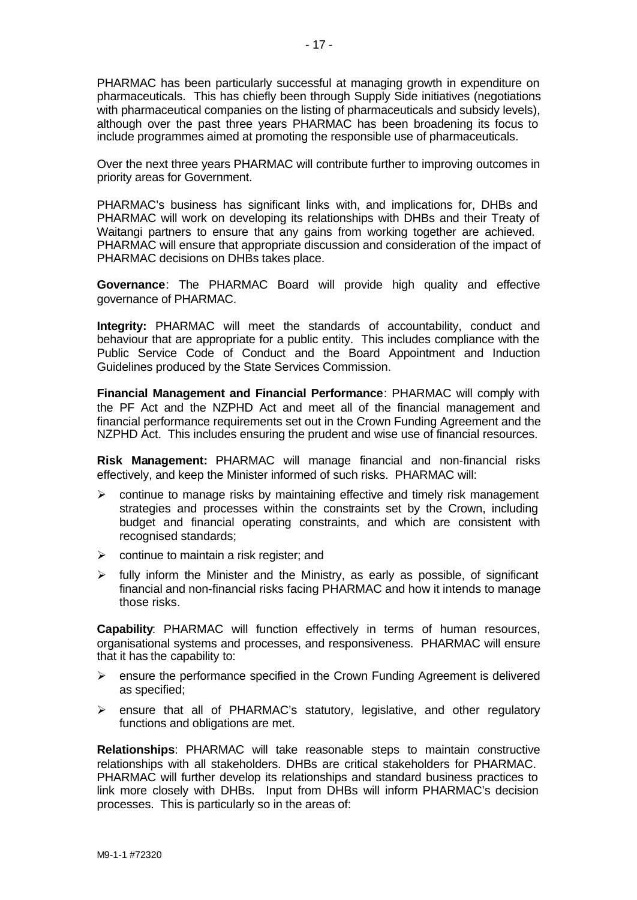PHARMAC has been particularly successful at managing growth in expenditure on pharmaceuticals. This has chiefly been through Supply Side initiatives (negotiations with pharmaceutical companies on the listing of pharmaceuticals and subsidy levels), although over the past three years PHARMAC has been broadening its focus to include programmes aimed at promoting the responsible use of pharmaceuticals.

Over the next three years PHARMAC will contribute further to improving outcomes in priority areas for Government.

PHARMAC's business has significant links with, and implications for, DHBs and PHARMAC will work on developing its relationships with DHBs and their Treaty of Waitangi partners to ensure that any gains from working together are achieved. PHARMAC will ensure that appropriate discussion and consideration of the impact of PHARMAC decisions on DHBs takes place.

**Governance**: The PHARMAC Board will provide high quality and effective governance of PHARMAC.

**Integrity:** PHARMAC will meet the standards of accountability, conduct and behaviour that are appropriate for a public entity. This includes compliance with the Public Service Code of Conduct and the Board Appointment and Induction Guidelines produced by the State Services Commission.

**Financial Management and Financial Performance**: PHARMAC will comply with the PF Act and the NZPHD Act and meet all of the financial management and financial performance requirements set out in the Crown Funding Agreement and the NZPHD Act. This includes ensuring the prudent and wise use of financial resources.

**Risk Management:** PHARMAC will manage financial and non-financial risks effectively, and keep the Minister informed of such risks. PHARMAC will:

- continue to manage risks by maintaining effective and timely risk management strategies and processes within the constraints set by the Crown, including budget and financial operating constraints, and which are consistent with recognised standards;
- continue to maintain a risk register; and
- fully inform the Minister and the Ministry, as early as possible, of significant financial and non-financial risks facing PHARMAC and how it intends to manage those risks.

**Capability**: PHARMAC will function effectively in terms of human resources, organisational systems and processes, and responsiveness. PHARMAC will ensure that it has the capability to:

- ensure the performance specified in the Crown Funding Agreement is delivered as specified;
- ensure that all of PHARMAC's statutory, legislative, and other regulatory functions and obligations are met.

**Relationships**: PHARMAC will take reasonable steps to maintain constructive relationships with all stakeholders. DHBs are critical stakeholders for PHARMAC. PHARMAC will further develop its relationships and standard business practices to link more closely with DHBs. Input from DHBs will inform PHARMAC's decision processes. This is particularly so in the areas of: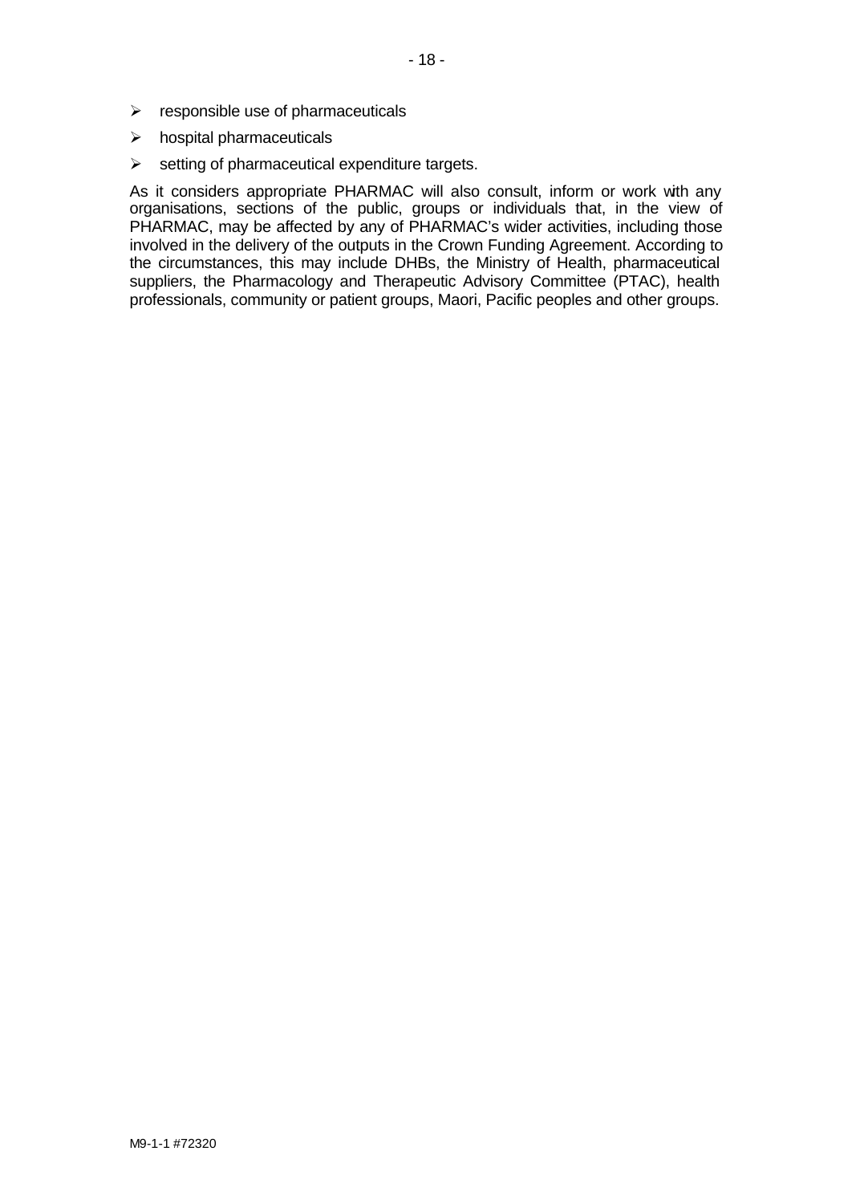- responsible use of pharmaceuticals
- hospital pharmaceuticals
- setting of pharmaceutical expenditure targets.

As it considers appropriate PHARMAC will also consult, inform or work with any organisations, sections of the public, groups or individuals that, in the view of PHARMAC, may be affected by any of PHARMAC's wider activities, including those involved in the delivery of the outputs in the Crown Funding Agreement. According to the circumstances, this may include DHBs, the Ministry of Health, pharmaceutical suppliers, the Pharmacology and Therapeutic Advisory Committee (PTAC), health professionals, community or patient groups, Maori, Pacific peoples and other groups.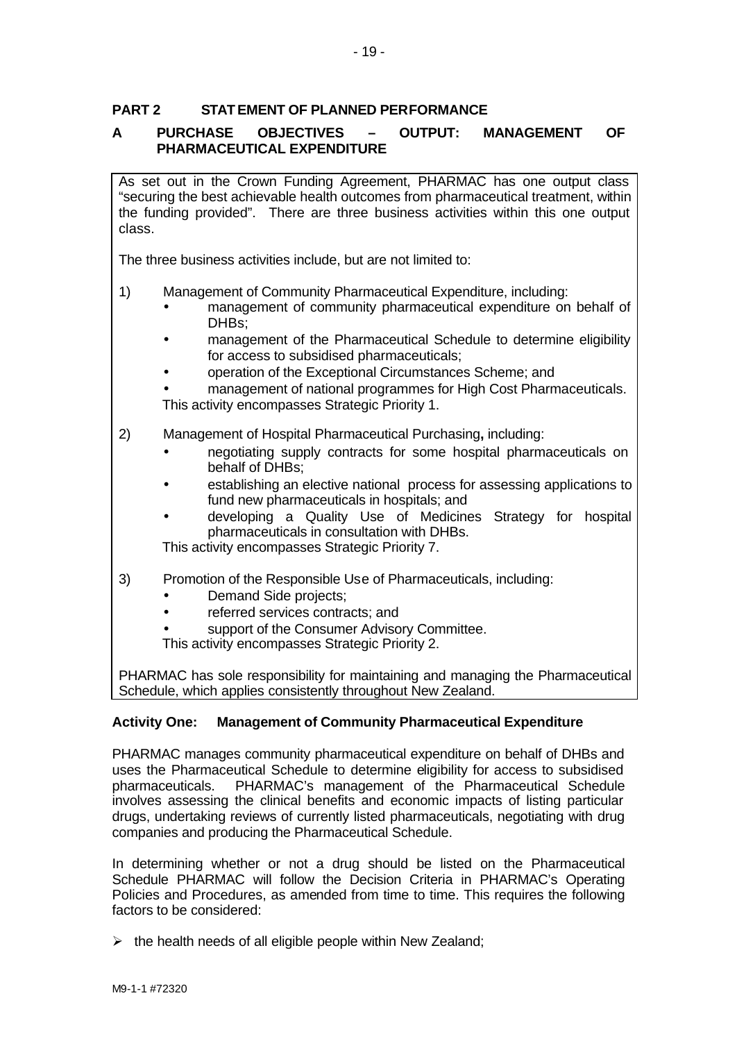## PART 2 STATEMENT OF PLANNED PERFORMANCE

### A PURCHASE OBJECTIVES – OUTPUT: MANAGEMENT OF PHARMACEUTICAL EXPENDITURE

As set out in the Crown Funding Agreement, PHARMAC has one output class "securing the best achievable health outcomes from pharmaceutical treatment, within the funding provided". There are three business activities within this one output class.

The three business activities include, but are not limited to:

1) Management of Community Pharmaceutical Expenditure, including:
   - management of community pharmaceutical expenditure on behalf of DHBs;
   - management of the Pharmaceutical Schedule to determine eligibility for access to subsidised pharmaceuticals;
   - operation of the Exceptional Circumstances Scheme; and
   - management of national programmes for High Cost Pharmaceuticals.

   This activity encompasses Strategic Priority 1.

2) Management of Hospital Pharmaceutical Purchasing**,** including:
   - negotiating supply contracts for some hospital pharmaceuticals on behalf of DHBs;
   - establishing an elective national process for assessing applications to fund new pharmaceuticals in hospitals; and
   - developing a Quality Use of Medicines Strategy for hospital pharmaceuticals in consultation with DHBs.

   This activity encompasses Strategic Priority 7.

3) Promotion of the Responsible Use of Pharmaceuticals, including:
   - Demand Side projects;
   - referred services contracts; and
   - support of the Consumer Advisory Committee.

   This activity encompasses Strategic Priority 2.

PHARMAC has sole responsibility for maintaining and managing the Pharmaceutical Schedule, which applies consistently throughout New Zealand.

**Activity One: Management of Community Pharmaceutical Expenditure**

PHARMAC manages community pharmaceutical expenditure on behalf of DHBs and uses the Pharmaceutical Schedule to determine eligibility for access to subsidised pharmaceuticals. PHARMAC's management of the Pharmaceutical Schedule involves assessing the clinical benefits and economic impacts of listing particular drugs, undertaking reviews of currently listed pharmaceuticals, negotiating with drug companies and producing the Pharmaceutical Schedule.

In determining whether or not a drug should be listed on the Pharmaceutical Schedule PHARMAC will follow the Decision Criteria in PHARMAC's Operating Policies and Procedures, as amended from time to time. This requires the following factors to be considered:

- the health needs of all eligible people within New Zealand;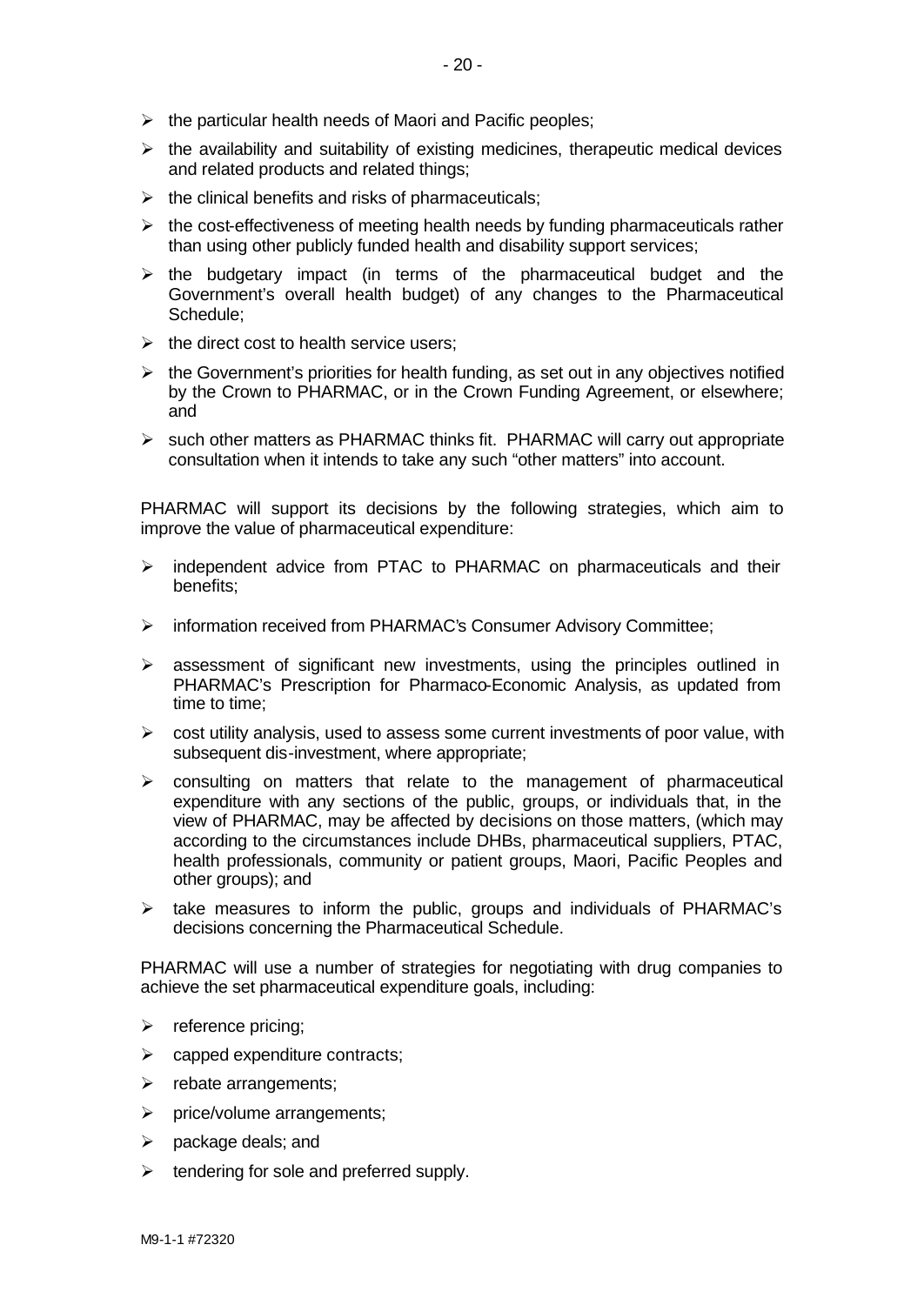- the particular health needs of Maori and Pacific peoples;
- the availability and suitability of existing medicines, therapeutic medical devices and related products and related things;
- the clinical benefits and risks of pharmaceuticals;
- the cost-effectiveness of meeting health needs by funding pharmaceuticals rather than using other publicly funded health and disability support services;
- the budgetary impact (in terms of the pharmaceutical budget and the Government's overall health budget) of any changes to the Pharmaceutical Schedule;
- the direct cost to health service users;
- the Government's priorities for health funding, as set out in any objectives notified by the Crown to PHARMAC, or in the Crown Funding Agreement, or elsewhere; and
- such other matters as PHARMAC thinks fit. PHARMAC will carry out appropriate consultation when it intends to take any such "other matters" into account.

PHARMAC will support its decisions by the following strategies, which aim to improve the value of pharmaceutical expenditure:

- independent advice from PTAC to PHARMAC on pharmaceuticals and their benefits;
- information received from PHARMAC's Consumer Advisory Committee;
- assessment of significant new investments, using the principles outlined in PHARMAC's Prescription for Pharmaco-Economic Analysis, as updated from time to time;
- cost utility analysis, used to assess some current investments of poor value, with subsequent dis-investment, where appropriate;
- consulting on matters that relate to the management of pharmaceutical expenditure with any sections of the public, groups, or individuals that, in the view of PHARMAC, may be affected by decisions on those matters, (which may according to the circumstances include DHBs, pharmaceutical suppliers, PTAC, health professionals, community or patient groups, Maori, Pacific Peoples and other groups); and
- take measures to inform the public, groups and individuals of PHARMAC's decisions concerning the Pharmaceutical Schedule.

PHARMAC will use a number of strategies for negotiating with drug companies to achieve the set pharmaceutical expenditure goals, including:

- reference pricing;
- capped expenditure contracts;
- rebate arrangements;
- price/volume arrangements;
- package deals; and
- tendering for sole and preferred supply.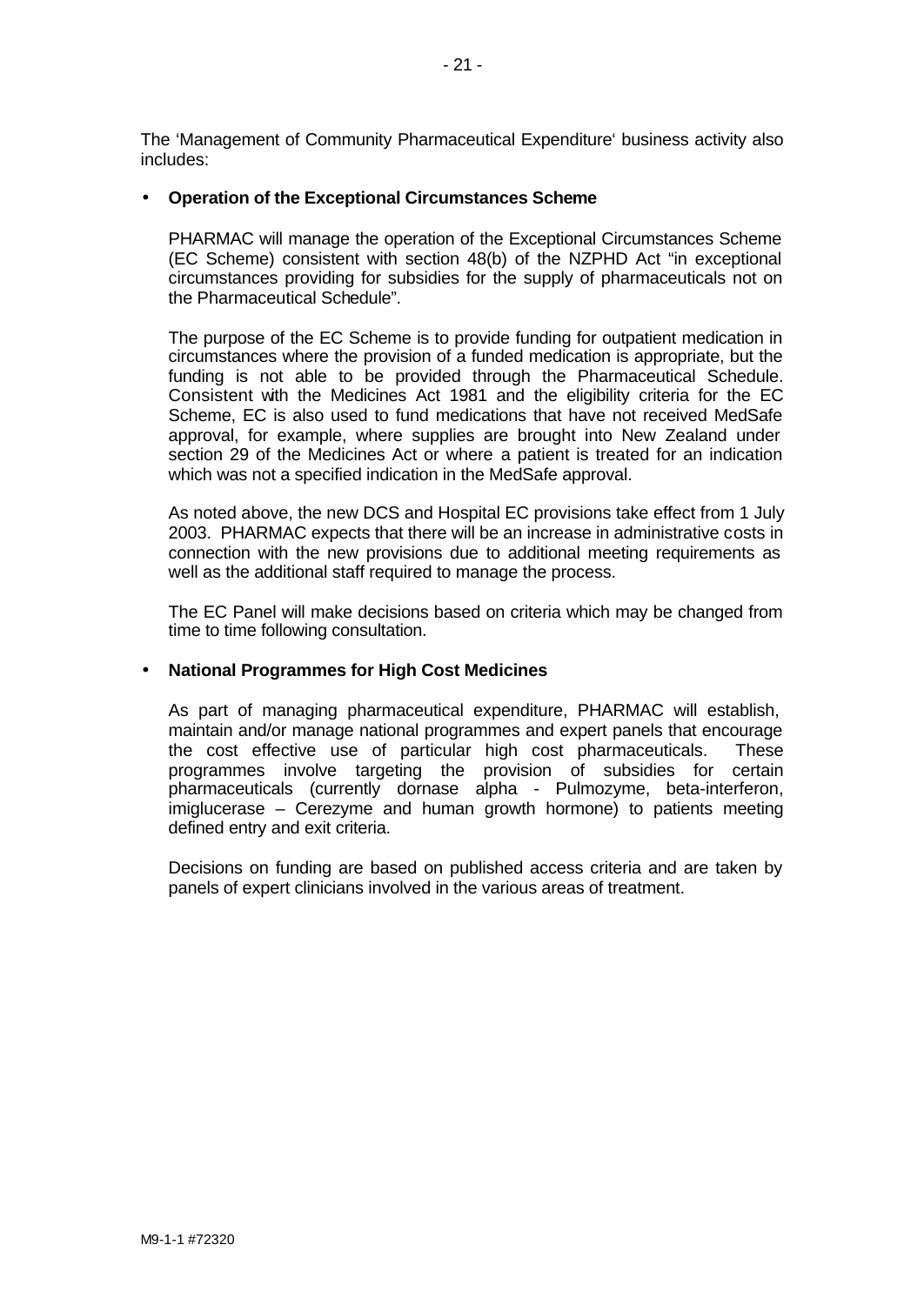The ‘Management of Community Pharmaceutical Expenditure‘ business activity also includes:

- **Operation of the Exceptional Circumstances Scheme**

  PHARMAC will manage the operation of the Exceptional Circumstances Scheme (EC Scheme) consistent with section 48(b) of the NZPHD Act “in exceptional circumstances providing for subsidies for the supply of pharmaceuticals not on the Pharmaceutical Schedule”.

  The purpose of the EC Scheme is to provide funding for outpatient medication in circumstances where the provision of a funded medication is appropriate, but the funding is not able to be provided through the Pharmaceutical Schedule. Consistent with the Medicines Act 1981 and the eligibility criteria for the EC Scheme, EC is also used to fund medications that have not received MedSafe approval, for example, where supplies are brought into New Zealand under section 29 of the Medicines Act or where a patient is treated for an indication which was not a specified indication in the MedSafe approval.

  As noted above, the new DCS and Hospital EC provisions take effect from 1 July 2003. PHARMAC expects that there will be an increase in administrative costs in connection with the new provisions due to additional meeting requirements as well as the additional staff required to manage the process.

  The EC Panel will make decisions based on criteria which may be changed from time to time following consultation.

- **National Programmes for High Cost Medicines**

  As part of managing pharmaceutical expenditure, PHARMAC will establish, maintain and/or manage national programmes and expert panels that encourage the cost effective use of particular high cost pharmaceuticals. These programmes involve targeting the provision of subsidies for certain pharmaceuticals (currently dornase alpha - Pulmozyme, beta-interferon, imiglucerase – Cerezyme and human growth hormone) to patients meeting defined entry and exit criteria.

  Decisions on funding are based on published access criteria and are taken by panels of expert clinicians involved in the various areas of treatment.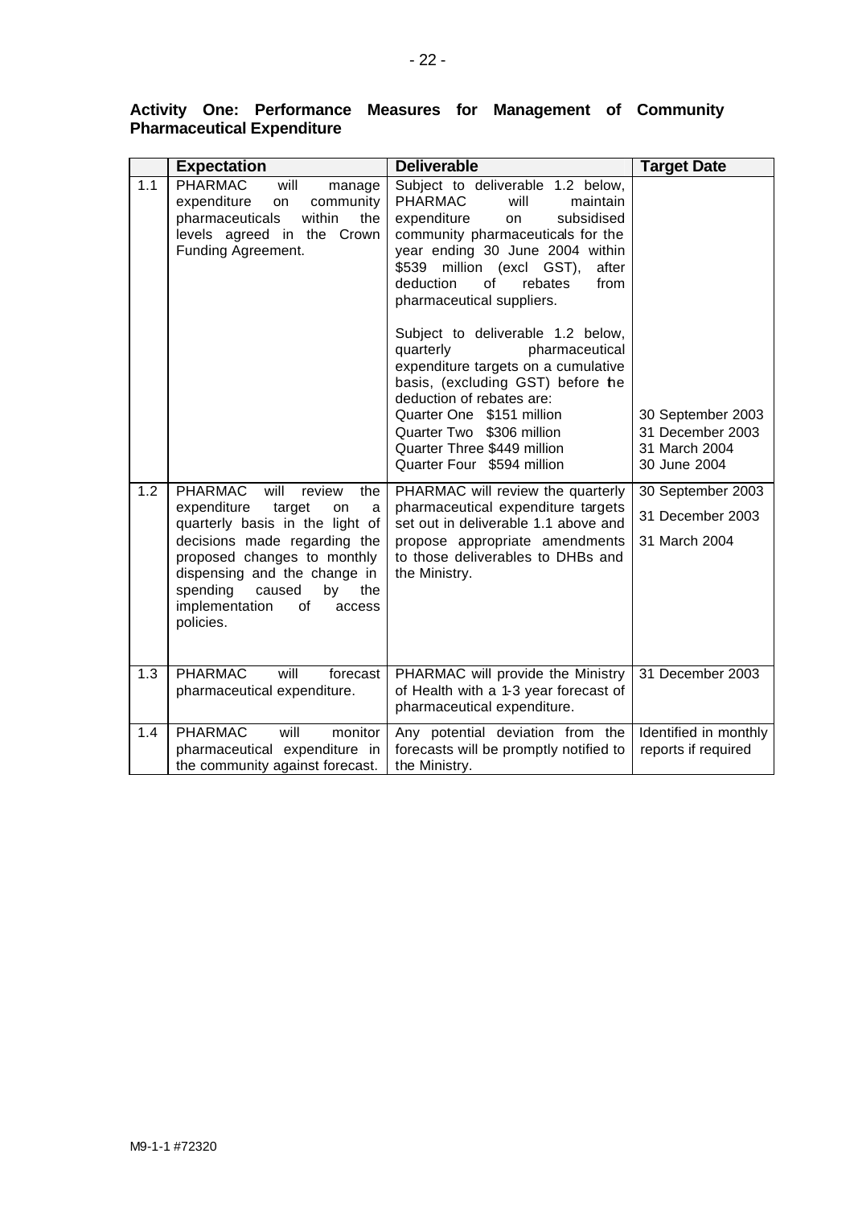**Activity One: Performance Measures for Management of Community Pharmaceutical Expenditure**

| | Expectation | Deliverable | Target Date |
|---|---|---|---|
| 1.1 | PHARMAC will manage expenditure on community pharmaceuticals within the levels agreed in the Crown Funding Agreement. | Subject to deliverable 1.2 below, PHARMAC will maintain expenditure on subsidised community pharmaceuticals for the year ending 30 June 2004 within $539 million (excl GST), after deduction of rebates from pharmaceutical suppliers.<br><br>Subject to deliverable 1.2 below, quarterly pharmaceutical expenditure targets on a cumulative basis, (excluding GST) before the deduction of rebates are:<br>Quarter One $151 million<br>Quarter Two $306 million<br>Quarter Three $449 million<br>Quarter Four $594 million | <br><br><br><br><br><br><br><br><br><br><br>30 September 2003<br>31 December 2003<br>31 March 2004<br>30 June 2004 |
| 1.2 | PHARMAC will review the expenditure target on a quarterly basis in the light of decisions made regarding the proposed changes to monthly dispensing and the change in spending caused by the implementation of access policies. | PHARMAC will review the quarterly pharmaceutical expenditure targets set out in deliverable 1.1 above and propose appropriate amendments to those deliverables to DHBs and the Ministry. | 30 September 2003<br>31 December 2003<br>31 March 2004 |
| 1.3 | PHARMAC will forecast pharmaceutical expenditure. | PHARMAC will provide the Ministry of Health with a 1-3 year forecast of pharmaceutical expenditure. | 31 December 2003 |
| 1.4 | PHARMAC will monitor pharmaceutical expenditure in the community against forecast. | Any potential deviation from the forecasts will be promptly notified to the Ministry. | Identified in monthly reports if required |

M9-1-1 #72320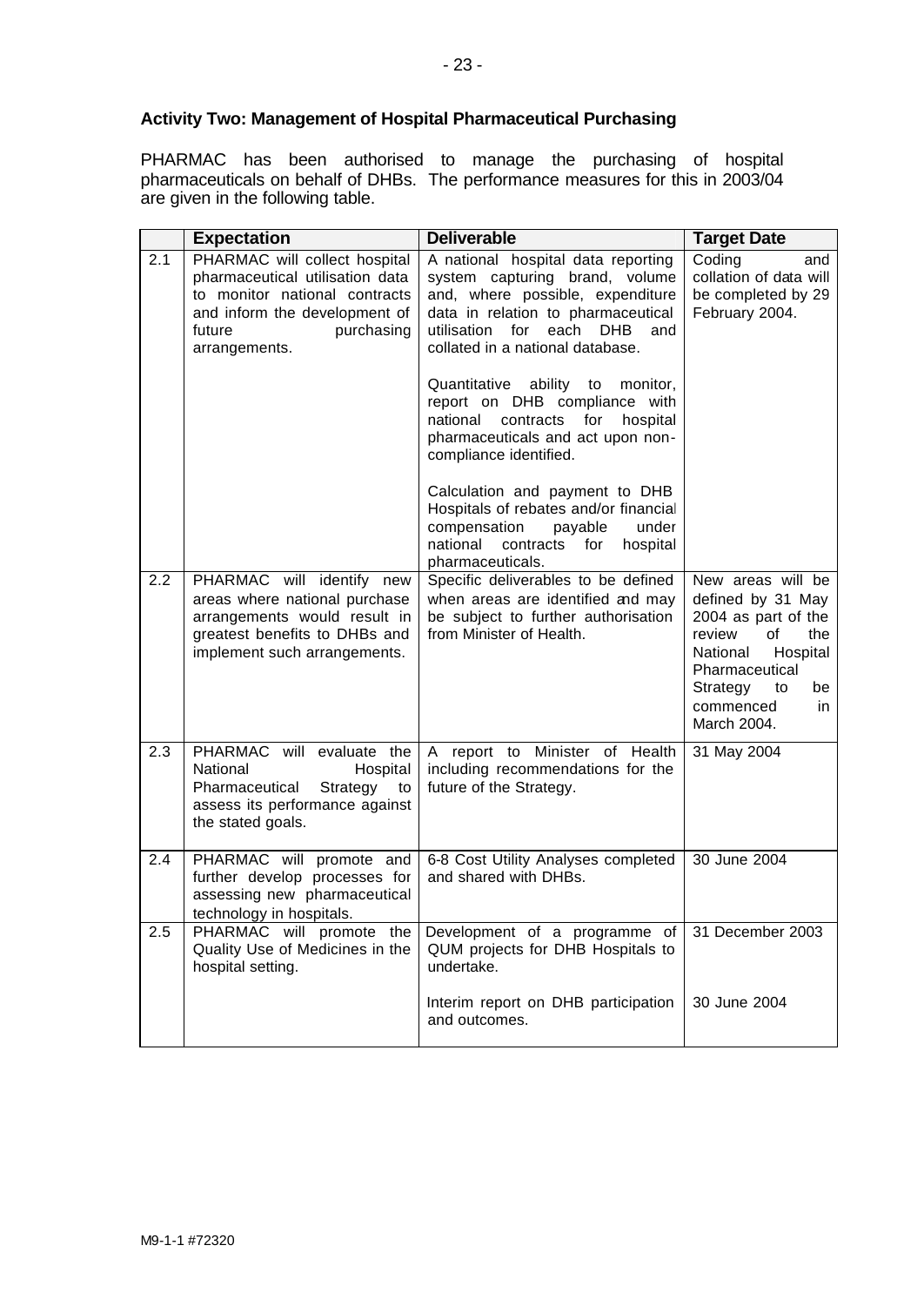### Activity Two: Management of Hospital Pharmaceutical Purchasing

PHARMAC has been authorised to manage the purchasing of hospital pharmaceuticals on behalf of DHBs. The performance measures for this in 2003/04 are given in the following table.

| | Expectation | Deliverable | Target Date |
|---|---|---|---|
| 2.1 | PHARMAC will collect hospital pharmaceutical utilisation data to monitor national contracts and inform the development of future purchasing arrangements. | A national hospital data reporting system capturing brand, volume and, where possible, expenditure data in relation to pharmaceutical utilisation for each DHB and collated in a national database.<br><br>Quantitative ability to monitor, report on DHB compliance with national contracts for hospital pharmaceuticals and act upon non-compliance identified.<br><br>Calculation and payment to DHB Hospitals of rebates and/or financial compensation payable under national contracts for hospital pharmaceuticals. | Coding and collation of data will be completed by 29 February 2004. |
| 2.2 | PHARMAC will identify new areas where national purchase arrangements would result in greatest benefits to DHBs and implement such arrangements. | Specific deliverables to be defined when areas are identified and may be subject to further authorisation from Minister of Health. | New areas will be defined by 31 May 2004 as part of the review of the National Hospital Pharmaceutical Strategy to be commenced in March 2004. |
| 2.3 | PHARMAC will evaluate the National Hospital Pharmaceutical Strategy to assess its performance against the stated goals. | A report to Minister of Health including recommendations for the future of the Strategy. | 31 May 2004 |
| 2.4 | PHARMAC will promote and further develop processes for assessing new pharmaceutical technology in hospitals. | 6-8 Cost Utility Analyses completed and shared with DHBs. | 30 June 2004 |
| 2.5 | PHARMAC will promote the Quality Use of Medicines in the hospital setting. | Development of a programme of QUM projects for DHB Hospitals to undertake.<br><br>Interim report on DHB participation and outcomes. | 31 December 2003<br><br>30 June 2004 |

M9-1-1 #72320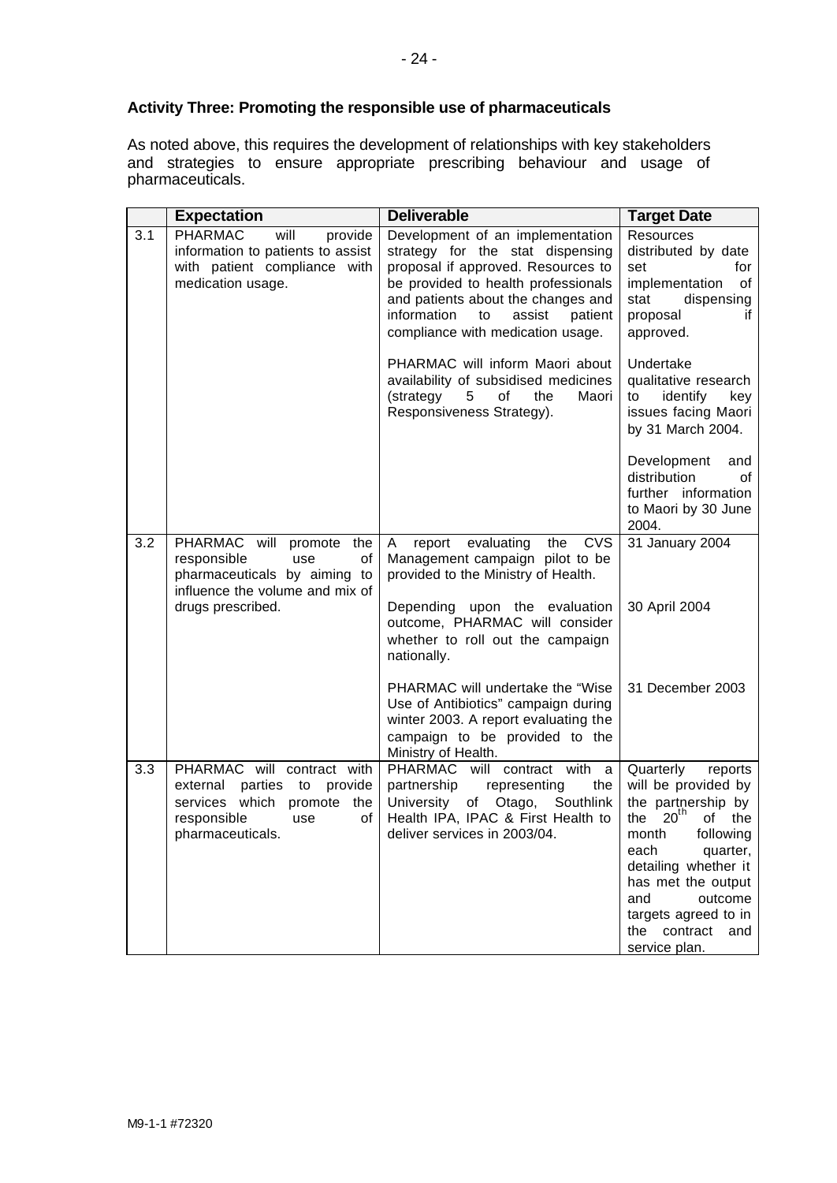**Activity Three: Promoting the responsible use of pharmaceuticals**

As noted above, this requires the development of relationships with key stakeholders and strategies to ensure appropriate prescribing behaviour and usage of pharmaceuticals.

| | Expectation | Deliverable | Target Date |
|---|---|---|---|
| 3.1 | PHARMAC will provide information to patients to assist with patient compliance with medication usage. | Development of an implementation strategy for the stat dispensing proposal if approved. Resources to be provided to health professionals and patients about the changes and information to assist patient compliance with medication usage.<br><br>PHARMAC will inform Maori about availability of subsidised medicines (strategy 5 of the Maori Responsiveness Strategy). | Resources distributed by date set for implementation of stat dispensing proposal if approved.<br><br>Undertake qualitative research to identify key issues facing Maori by 31 March 2004.<br><br>Development and distribution of further information to Maori by 30 June 2004. |
| 3.2 | PHARMAC will promote the responsible use of pharmaceuticals by aiming to influence the volume and mix of drugs prescribed. | A report evaluating the CVS Management campaign pilot to be provided to the Ministry of Health.<br><br>Depending upon the evaluation outcome, PHARMAC will consider whether to roll out the campaign nationally.<br><br>PHARMAC will undertake the "Wise Use of Antibiotics" campaign during winter 2003. A report evaluating the campaign to be provided to the Ministry of Health. | 31 January 2004<br><br>30 April 2004<br><br>31 December 2003 |
| 3.3 | PHARMAC will contract with external parties to provide services which promote the responsible use of pharmaceuticals. | PHARMAC will contract with a partnership representing the University of Otago, Southlink Health IPA, IPAC & First Health to deliver services in 2003/04. | Quarterly reports will be provided by the partnership by the 20th of the month following each quarter, detailing whether it has met the output and outcome targets agreed to in the contract and service plan. |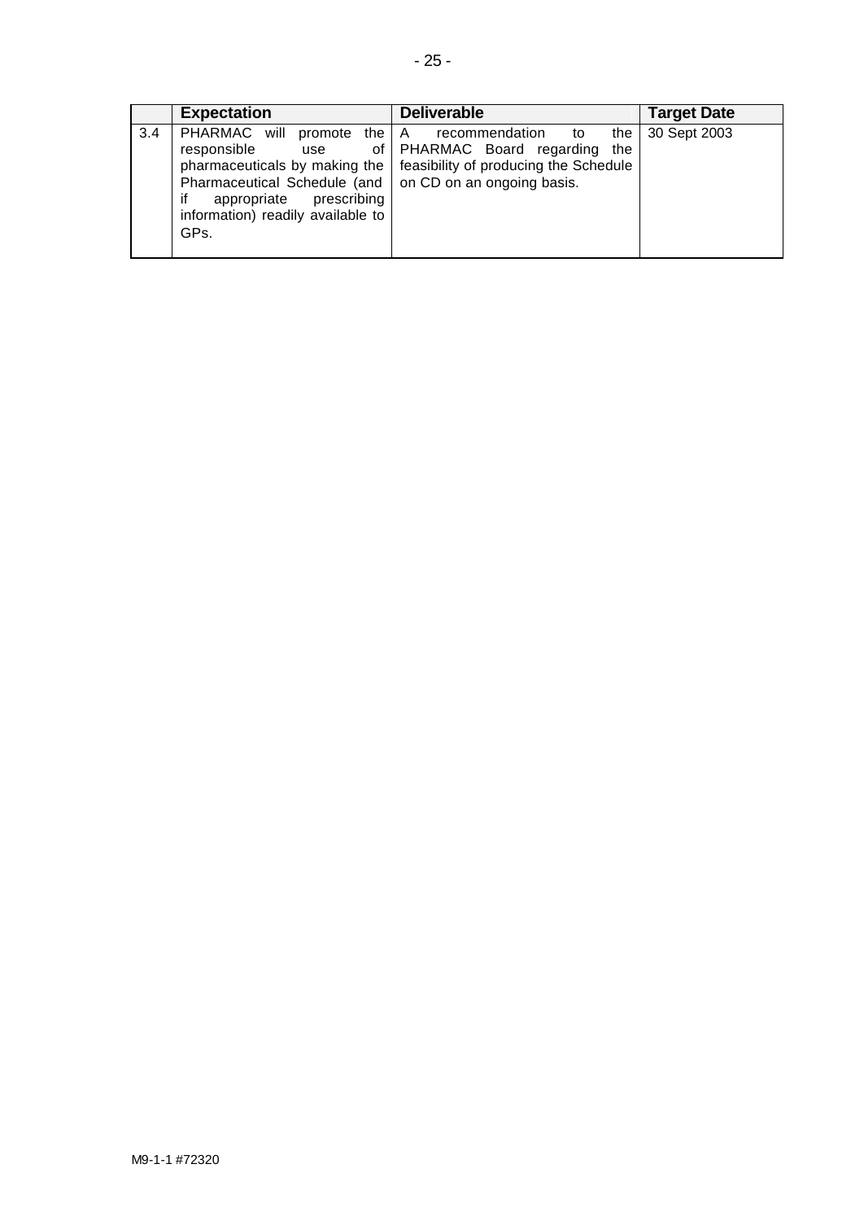| | Expectation | Deliverable | Target Date |
|---|---|---|---|
| 3.4 | PHARMAC will promote the responsible use of pharmaceuticals by making the Pharmaceutical Schedule (and if appropriate prescribing information) readily available to GPs. | A recommendation to the PHARMAC Board regarding the feasibility of producing the Schedule on CD on an ongoing basis. | 30 Sept 2003 |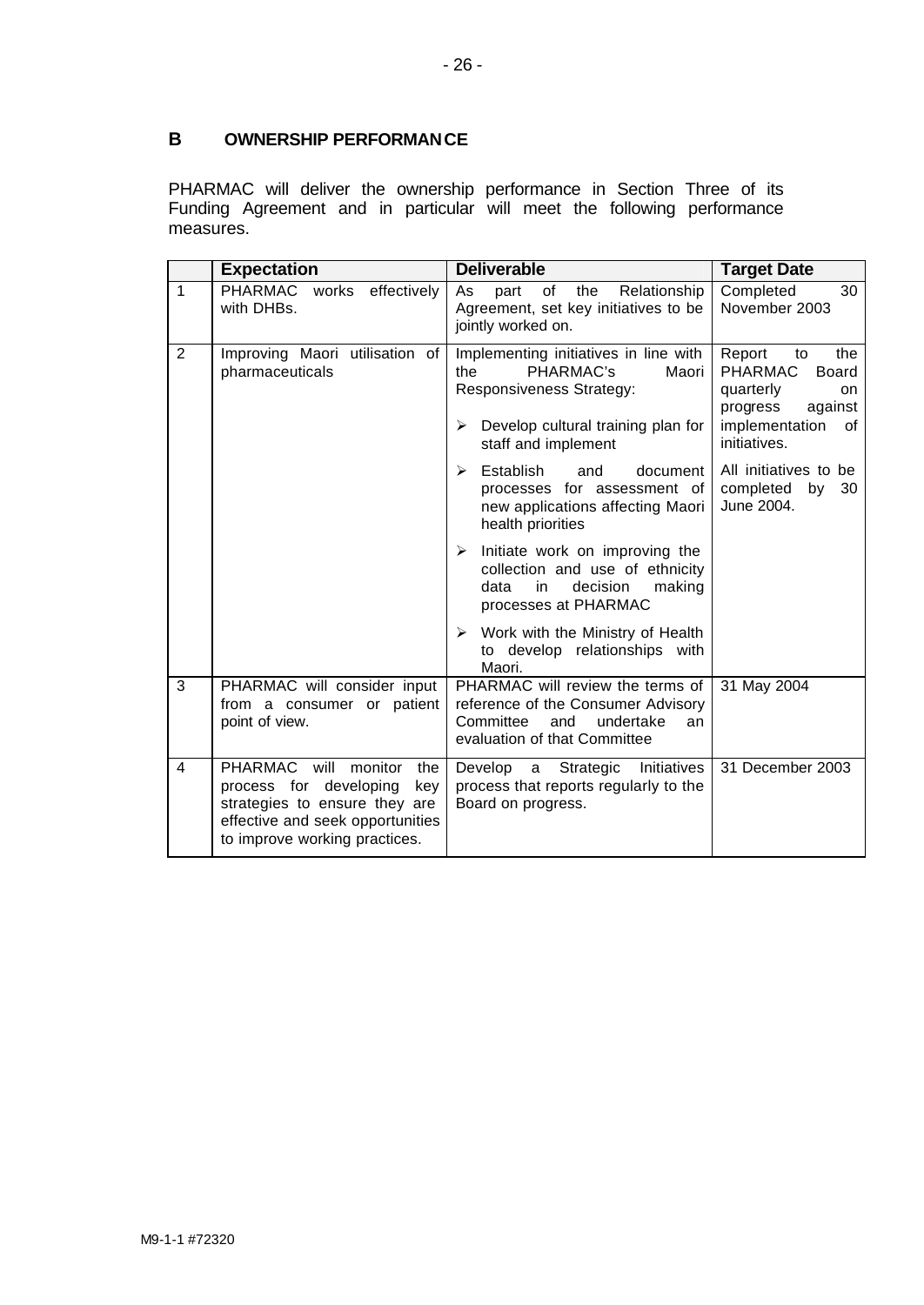## B OWNERSHIP PERFORMANCE

PHARMAC will deliver the ownership performance in Section Three of its Funding Agreement and in particular will meet the following performance measures.

| | Expectation | Deliverable | Target Date |
|---|---|---|---|
| 1 | PHARMAC works effectively with DHBs. | As part of the Relationship Agreement, set key initiatives to be jointly worked on. | Completed 30 November 2003 |
| 2 | Improving Maori utilisation of pharmaceuticals | Implementing initiatives in line with the PHARMAC's Maori Responsiveness Strategy:<br>➢ Develop cultural training plan for staff and implement<br>➢ Establish and document processes for assessment of new applications affecting Maori health priorities<br>➢ Initiate work on improving the collection and use of ethnicity data in decision making processes at PHARMAC<br>➢ Work with the Ministry of Health to develop relationships with Maori. | Report to the PHARMAC Board quarterly on progress against implementation of initiatives.<br>All initiatives to be completed by 30 June 2004. |
| 3 | PHARMAC will consider input from a consumer or patient point of view. | PHARMAC will review the terms of reference of the Consumer Advisory Committee and undertake an evaluation of that Committee | 31 May 2004 |
| 4 | PHARMAC will monitor the process for developing key strategies to ensure they are effective and seek opportunities to improve working practices. | Develop a Strategic Initiatives process that reports regularly to the Board on progress. | 31 December 2003 |

M9-1-1 #72320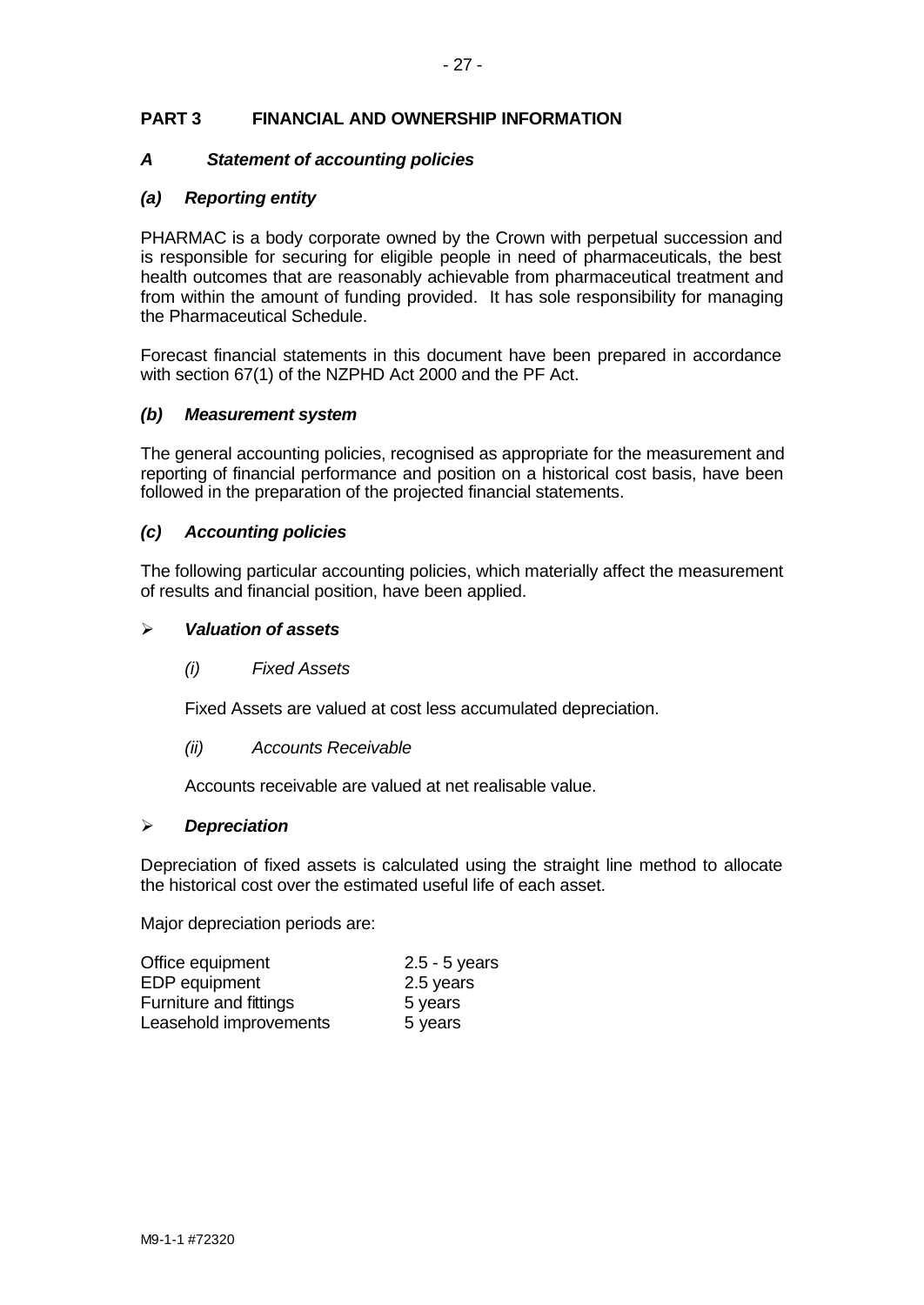# PART 3 FINANCIAL AND OWNERSHIP INFORMATION

## *A Statement of accounting policies*

### *(a) Reporting entity*

PHARMAC is a body corporate owned by the Crown with perpetual succession and is responsible for securing for eligible people in need of pharmaceuticals, the best health outcomes that are reasonably achievable from pharmaceutical treatment and from within the amount of funding provided. It has sole responsibility for managing the Pharmaceutical Schedule.

Forecast financial statements in this document have been prepared in accordance with section 67(1) of the NZPHD Act 2000 and the PF Act.

### *(b) Measurement system*

The general accounting policies, recognised as appropriate for the measurement and reporting of financial performance and position on a historical cost basis, have been followed in the preparation of the projected financial statements.

### *(c) Accounting policies*

The following particular accounting policies, which materially affect the measurement of results and financial position, have been applied.

- ***Valuation of assets***

  *(i) Fixed Assets*

  Fixed Assets are valued at cost less accumulated depreciation.

  *(ii) Accounts Receivable*

  Accounts receivable are valued at net realisable value.

- ***Depreciation***

Depreciation of fixed assets is calculated using the straight line method to allocate the historical cost over the estimated useful life of each asset.

Major depreciation periods are:

| | |
|---|---|
| Office equipment | 2.5 - 5 years |
| EDP equipment | 2.5 years |
| Furniture and fittings | 5 years |
| Leasehold improvements | 5 years |

M9-1-1 #72320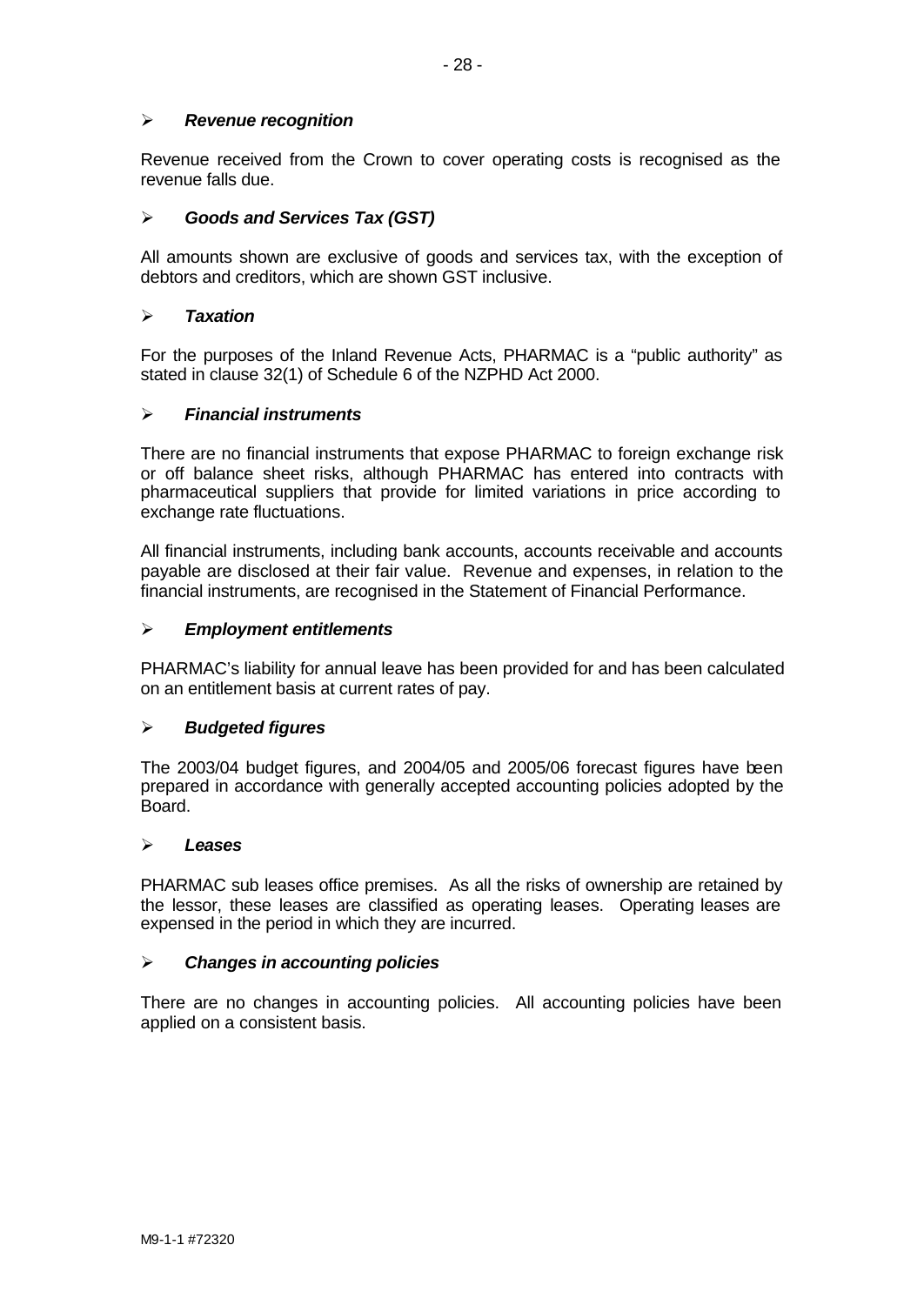- ***Revenue recognition***

Revenue received from the Crown to cover operating costs is recognised as the revenue falls due.

- ***Goods and Services Tax (GST)***

All amounts shown are exclusive of goods and services tax, with the exception of debtors and creditors, which are shown GST inclusive.

- ***Taxation***

For the purposes of the Inland Revenue Acts, PHARMAC is a "public authority" as stated in clause 32(1) of Schedule 6 of the NZPHD Act 2000.

- ***Financial instruments***

There are no financial instruments that expose PHARMAC to foreign exchange risk or off balance sheet risks, although PHARMAC has entered into contracts with pharmaceutical suppliers that provide for limited variations in price according to exchange rate fluctuations.

All financial instruments, including bank accounts, accounts receivable and accounts payable are disclosed at their fair value. Revenue and expenses, in relation to the financial instruments, are recognised in the Statement of Financial Performance.

- ***Employment entitlements***

PHARMAC's liability for annual leave has been provided for and has been calculated on an entitlement basis at current rates of pay.

- ***Budgeted figures***

The 2003/04 budget figures, and 2004/05 and 2005/06 forecast figures have been prepared in accordance with generally accepted accounting policies adopted by the Board.

- ***Leases***

PHARMAC sub leases office premises. As all the risks of ownership are retained by the lessor, these leases are classified as operating leases. Operating leases are expensed in the period in which they are incurred.

- ***Changes in accounting policies***

There are no changes in accounting policies. All accounting policies have been applied on a consistent basis.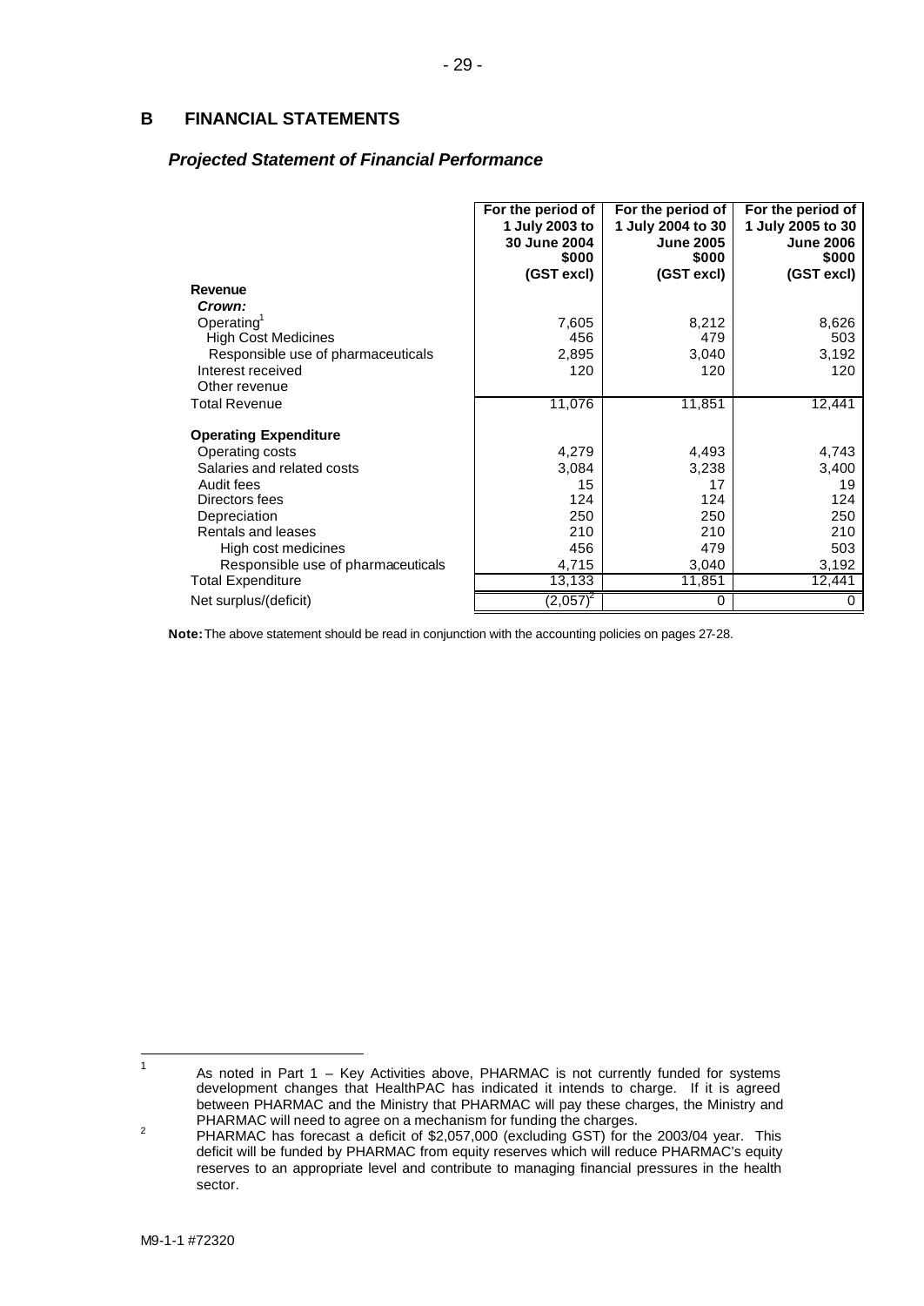## B FINANCIAL STATEMENTS

### *Projected Statement of Financial Performance*

| | For the period of 1 July 2003 to 30 June 2004 $000 (GST excl) | For the period of 1 July 2004 to 30 June 2005 $000 (GST excl) | For the period of 1 July 2005 to 30 June 2006 $000 (GST excl) |
|---|---|---|---|
| **Revenue** | | | |
| ***Crown:*** | | | |
| Operating[1] | 7,605 | 8,212 | 8,626 |
| High Cost Medicines | 456 | 479 | 503 |
| Responsible use of pharmaceuticals | 2,895 | 3,040 | 3,192 |
| Interest received | 120 | 120 | 120 |
| Other revenue | | | |
| Total Revenue | 11,076 | 11,851 | 12,441 |
| **Operating Expenditure** | | | |
| Operating costs | 4,279 | 4,493 | 4,743 |
| Salaries and related costs | 3,084 | 3,238 | 3,400 |
| Audit fees | 15 | 17 | 19 |
| Directors fees | 124 | 124 | 124 |
| Depreciation | 250 | 250 | 250 |
| Rentals and leases | 210 | 210 | 210 |
| High cost medicines | 456 | 479 | 503 |
| Responsible use of pharmaceuticals | 4,715 | 3,040 | 3,192 |
| Total Expenditure | 13,133 | 11,851 | 12,441 |
| Net surplus/(deficit) | (2,057)[2] | 0 | 0 |

**Note:** The above statement should be read in conjunction with the accounting policies on pages 27-28.

---

1. As noted in Part 1 – Key Activities above, PHARMAC is not currently funded for systems development changes that HealthPAC has indicated it intends to charge. If it is agreed between PHARMAC and the Ministry that PHARMAC will pay these charges, the Ministry and PHARMAC will need to agree on a mechanism for funding the charges.
2. PHARMAC has forecast a deficit of $2,057,000 (excluding GST) for the 2003/04 year. This deficit will be funded by PHARMAC from equity reserves which will reduce PHARMAC's equity reserves to an appropriate level and contribute to managing financial pressures in the health sector.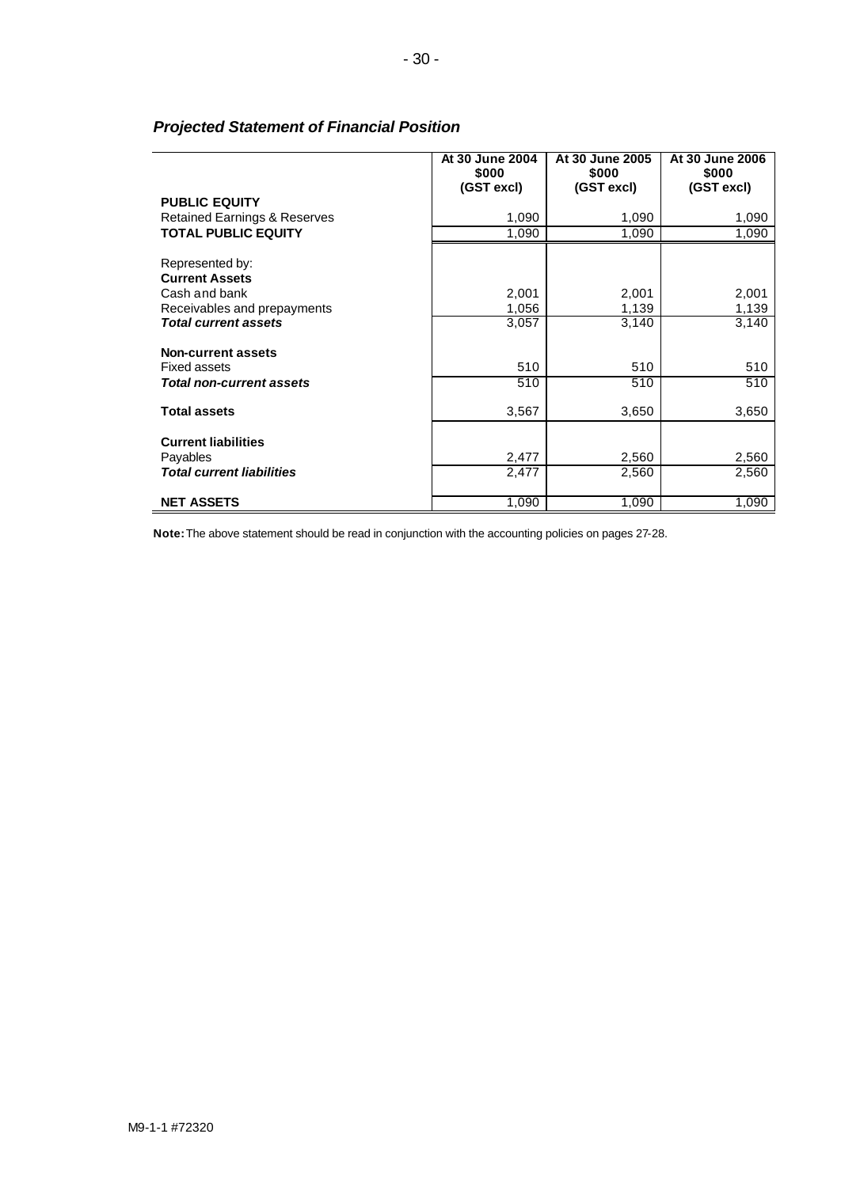### *Projected Statement of Financial Position*

| | At 30 June 2004 $000 (GST excl) | At 30 June 2005 $000 (GST excl) | At 30 June 2006 $000 (GST excl) |
|---|---|---|---|
| **PUBLIC EQUITY** | | | |
| Retained Earnings & Reserves | 1,090 | 1,090 | 1,090 |
| **TOTAL PUBLIC EQUITY** | 1,090 | 1,090 | 1,090 |
| | | | |
| Represented by: | | | |
| **Current Assets** | | | |
| Cash and bank | 2,001 | 2,001 | 2,001 |
| Receivables and prepayments | 1,056 | 1,139 | 1,139 |
| ***Total current assets*** | 3,057 | 3,140 | 3,140 |
| | | | |
| **Non-current assets** | | | |
| Fixed assets | 510 | 510 | 510 |
| ***Total non-current assets*** | 510 | 510 | 510 |
| | | | |
| **Total assets** | 3,567 | 3,650 | 3,650 |
| | | | |
| **Current liabilities** | | | |
| Payables | 2,477 | 2,560 | 2,560 |
| ***Total current liabilities*** | 2,477 | 2,560 | 2,560 |
| | | | |
| **NET ASSETS** | 1,090 | 1,090 | 1,090 |

**Note:** The above statement should be read in conjunction with the accounting policies on pages 27-28.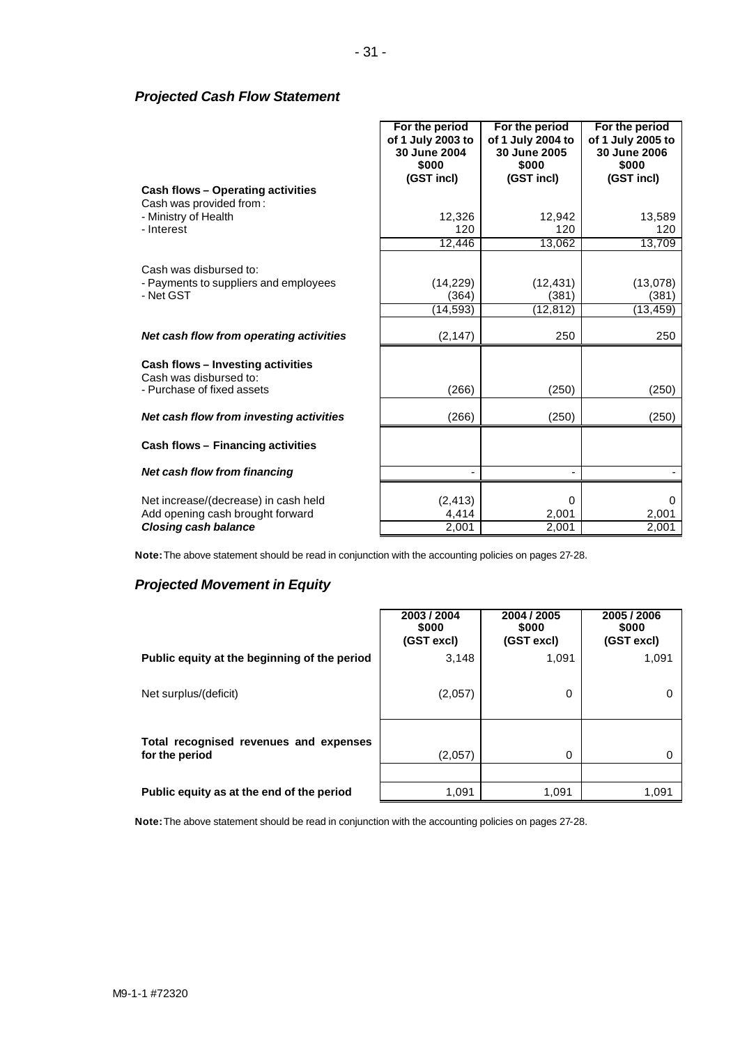## *Projected Cash Flow Statement*

| | For the period of 1 July 2003 to 30 June 2004 $000 (GST incl) | For the period of 1 July 2004 to 30 June 2005 $000 (GST incl) | For the period of 1 July 2005 to 30 June 2006 $000 (GST incl) |
|---|---|---|---|
| **Cash flows – Operating activities** | | | |
| Cash was provided from : | | | |
| - Ministry of Health | 12,326 | 12,942 | 13,589 |
| - Interest | 120 | 120 | 120 |
| | 12,446 | 13,062 | 13,709 |
| Cash was disbursed to: | | | |
| - Payments to suppliers and employees | (14,229) | (12,431) | (13,078) |
| - Net GST | (364) | (381) | (381) |
| | (14,593) | (12,812) | (13,459) |
| ***Net cash flow from operating activities*** | (2,147) | 250 | 250 |
| **Cash flows – Investing activities** | | | |
| Cash was disbursed to: | | | |
| - Purchase of fixed assets | (266) | (250) | (250) |
| ***Net cash flow from investing activities*** | (266) | (250) | (250) |
| **Cash flows – Financing activities** | | | |
| ***Net cash flow from financing*** | - | - | - |
| Net increase/(decrease) in cash held | (2,413) | 0 | 0 |
| Add opening cash brought forward | 4,414 | 2,001 | 2,001 |
| ***Closing cash balance*** | 2,001 | 2,001 | 2,001 |

**Note:** The above statement should be read in conjunction with the accounting policies on pages 27-28.

## *Projected Movement in Equity*

| | 2003 / 2004 $000 (GST excl) | 2004 / 2005 $000 (GST excl) | 2005 / 2006 $000 (GST excl) |
|---|---|---|---|
| **Public equity at the beginning of the period** | 3,148 | 1,091 | 1,091 |
| Net surplus/(deficit) | (2,057) | 0 | 0 |
| **Total recognised revenues and expenses for the period** | (2,057) | 0 | 0 |
| **Public equity as at the end of the period** | 1,091 | 1,091 | 1,091 |

**Note:** The above statement should be read in conjunction with the accounting policies on pages 27-28.

M9-1-1 #72320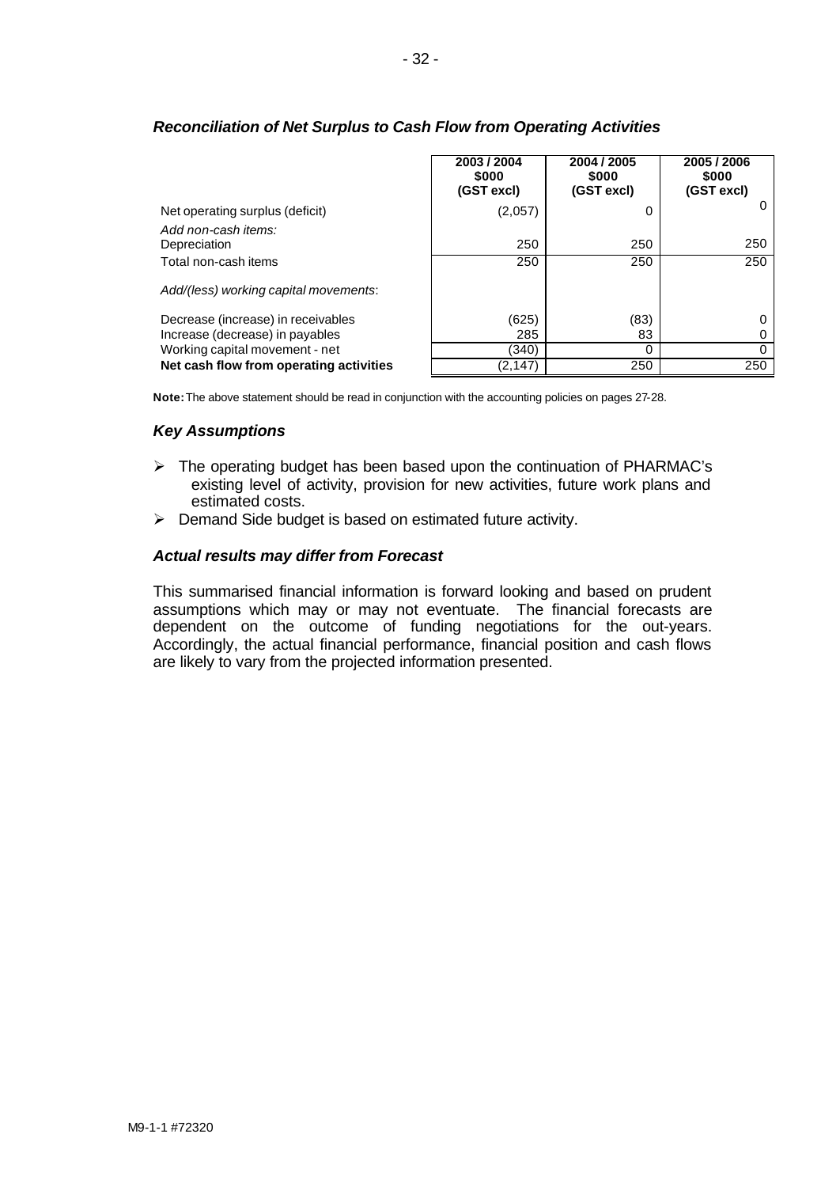### *Reconciliation of Net Surplus to Cash Flow from Operating Activities*

| | 2003 / 2004 $000 (GST excl) | 2004 / 2005 $000 (GST excl) | 2005 / 2006 $000 (GST excl) |
|---|---|---|---|
| Net operating surplus (deficit) | (2,057) | 0 | 0 |
| *Add non-cash items:* | | | |
| Depreciation | 250 | 250 | 250 |
| Total non-cash items | 250 | 250 | 250 |
| *Add/(less) working capital movements*: | | | |
| Decrease (increase) in receivables | (625) | (83) | 0 |
| Increase (decrease) in payables | 285 | 83 | 0 |
| Working capital movement - net | (340) | 0 | 0 |
| **Net cash flow from operating activities** | (2,147) | 250 | 250 |

**Note:** The above statement should be read in conjunction with the accounting policies on pages 27-28.

### *Key Assumptions*

- The operating budget has been based upon the continuation of PHARMAC's existing level of activity, provision for new activities, future work plans and estimated costs.
- Demand Side budget is based on estimated future activity.

### *Actual results may differ from Forecast*

This summarised financial information is forward looking and based on prudent assumptions which may or may not eventuate. The financial forecasts are dependent on the outcome of funding negotiations for the out-years. Accordingly, the actual financial performance, financial position and cash flows are likely to vary from the projected information presented.

M9-1-1 #72320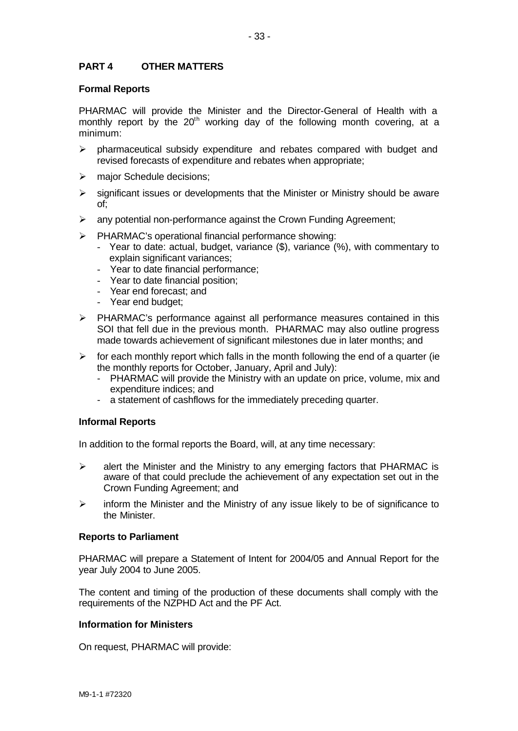## PART 4 OTHER MATTERS

### Formal Reports

PHARMAC will provide the Minister and the Director-General of Health with a monthly report by the 20th working day of the following month covering, at a minimum:

- pharmaceutical subsidy expenditure and rebates compared with budget and revised forecasts of expenditure and rebates when appropriate;
- major Schedule decisions;
- significant issues or developments that the Minister or Ministry should be aware of;
- any potential non-performance against the Crown Funding Agreement;
- PHARMAC's operational financial performance showing:
  - Year to date: actual, budget, variance ($), variance (%), with commentary to explain significant variances;
  - Year to date financial performance;
  - Year to date financial position;
  - Year end forecast; and
  - Year end budget;
- PHARMAC's performance against all performance measures contained in this SOI that fell due in the previous month. PHARMAC may also outline progress made towards achievement of significant milestones due in later months; and
- for each monthly report which falls in the month following the end of a quarter (ie the monthly reports for October, January, April and July):
  - PHARMAC will provide the Ministry with an update on price, volume, mix and expenditure indices; and
  - a statement of cashflows for the immediately preceding quarter.

### Informal Reports

In addition to the formal reports the Board, will, at any time necessary:

- alert the Minister and the Ministry to any emerging factors that PHARMAC is aware of that could preclude the achievement of any expectation set out in the Crown Funding Agreement; and
- inform the Minister and the Ministry of any issue likely to be of significance to the Minister.

### Reports to Parliament

PHARMAC will prepare a Statement of Intent for 2004/05 and Annual Report for the year July 2004 to June 2005.

The content and timing of the production of these documents shall comply with the requirements of the NZPHD Act and the PF Act.

### Information for Ministers

On request, PHARMAC will provide: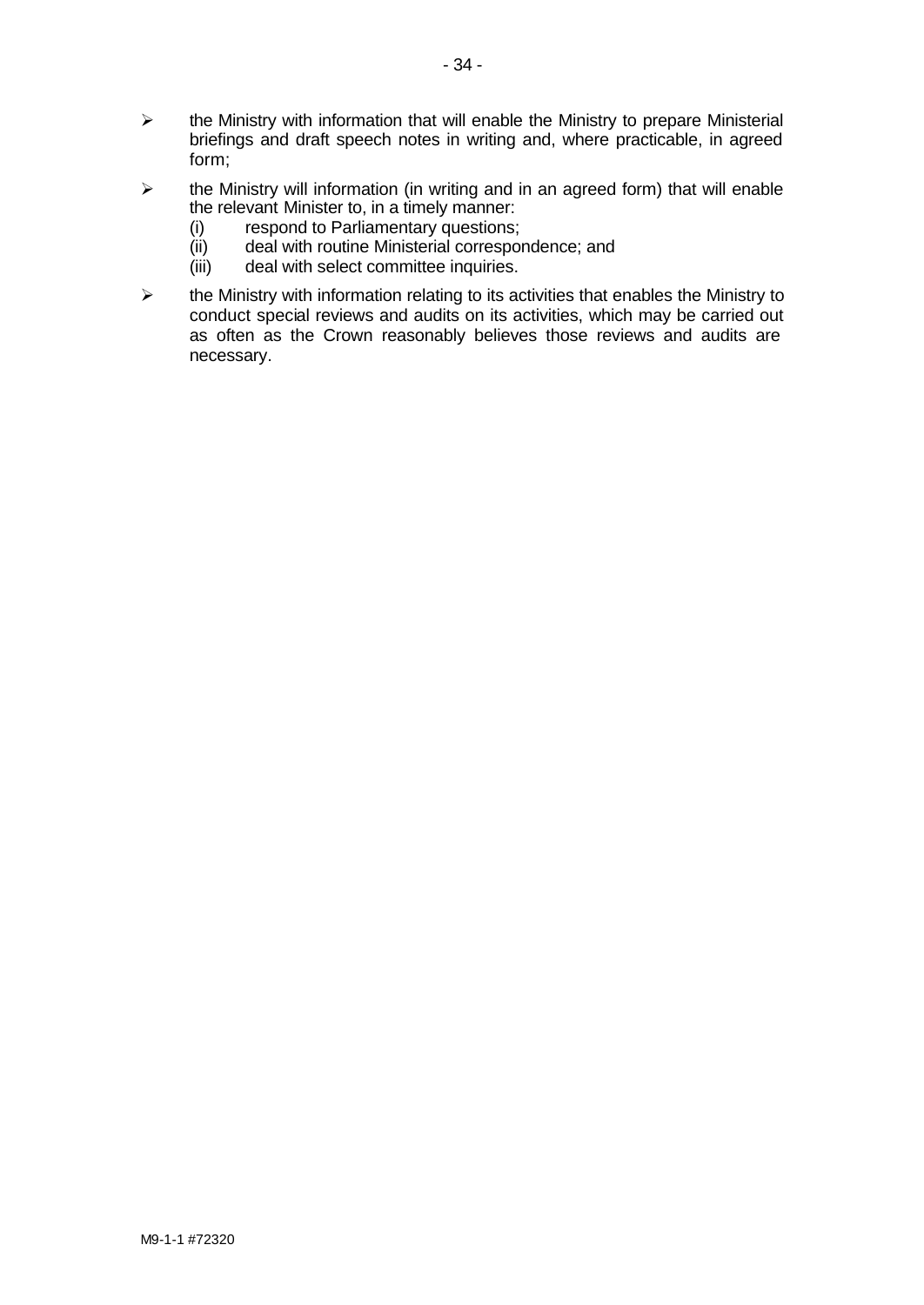- the Ministry with information that will enable the Ministry to prepare Ministerial briefings and draft speech notes in writing and, where practicable, in agreed form;
- the Ministry will information (in writing and in an agreed form) that will enable the relevant Minister to, in a timely manner:
  - (i) respond to Parliamentary questions;
  - (ii) deal with routine Ministerial correspondence; and
  - (iii) deal with select committee inquiries.
- the Ministry with information relating to its activities that enables the Ministry to conduct special reviews and audits on its activities, which may be carried out as often as the Crown reasonably believes those reviews and audits are necessary.